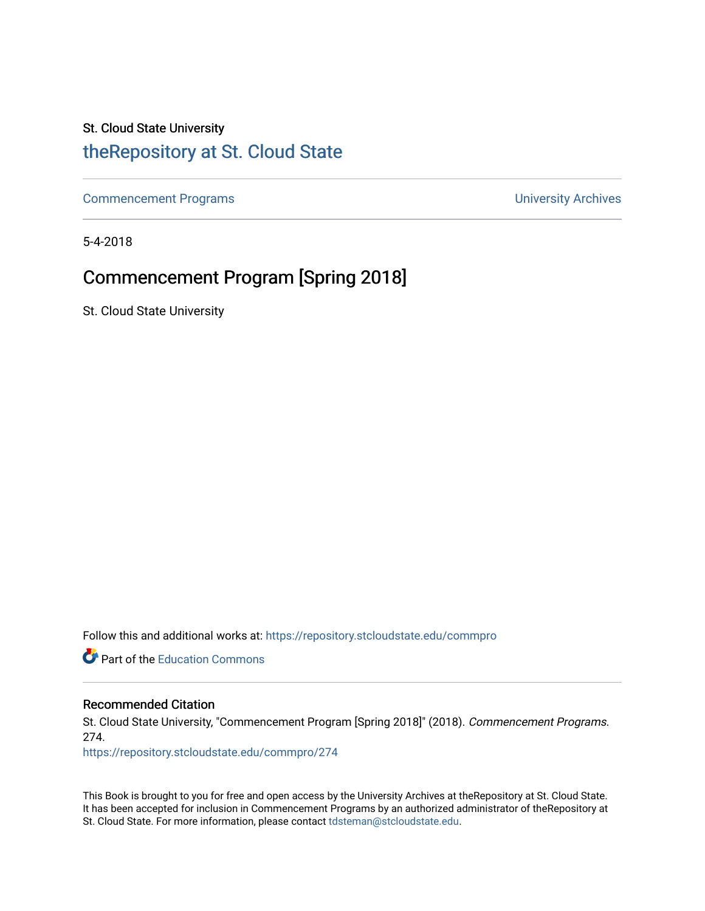St. Cloud State University

## theRepository at St. Cloud State

Commencement Programs

University Archives

5-4-2018

# Commencement Program [Spring 2018]

St. Cloud State University

Follow this and additional works at: https://repository.stcloudstate.edu/commpro

Part of the Education Commons

### Recommended Citation

St. Cloud State University, "Commencement Program [Spring 2018]" (2018). *Commencement Programs*. 274.
https://repository.stcloudstate.edu/commpro/274

This Book is brought to you for free and open access by the University Archives at theRepository at St. Cloud State. It has been accepted for inclusion in Commencement Programs by an authorized administrator of theRepository at St. Cloud State. For more information, please contact tdsteman@stcloudstate.edu.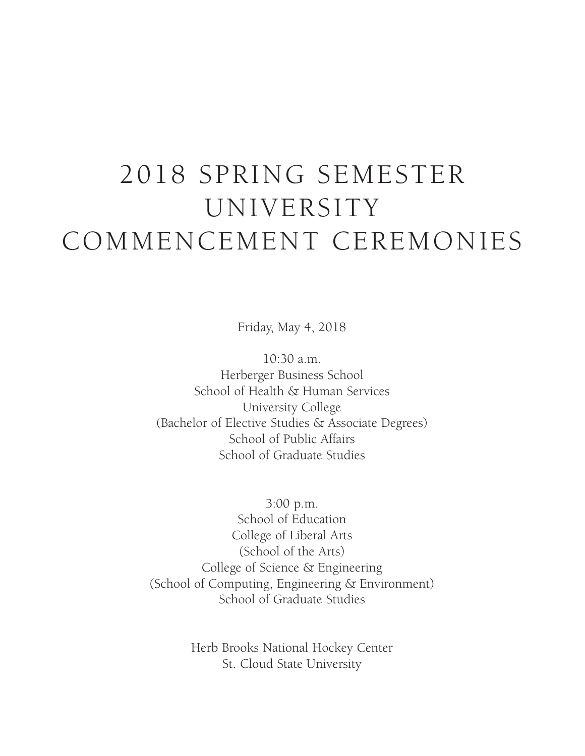# 2018 SPRING SEMESTER UNIVERSITY COMMENCEMENT CEREMONIES

Friday, May 4, 2018

10:30 a.m.
Herberger Business School
School of Health & Human Services
University College
(Bachelor of Elective Studies & Associate Degrees)
School of Public Affairs
School of Graduate Studies

3:00 p.m.
School of Education
College of Liberal Arts
(School of the Arts)
College of Science & Engineering
(School of Computing, Engineering & Environment)
School of Graduate Studies

Herb Brooks National Hockey Center
St. Cloud State University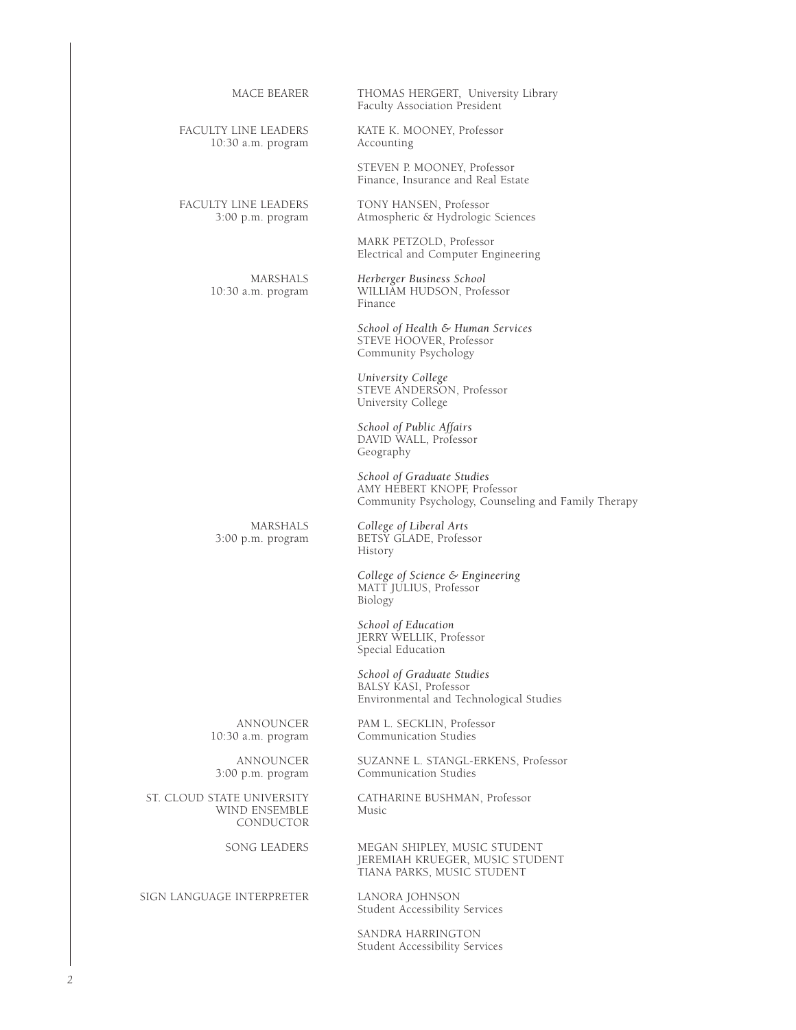| | |
|---|---|
| MACE BEARER | THOMAS HERGERT, University Library<br>Faculty Association President |
| FACULTY LINE LEADERS<br>10:30 a.m. program | KATE K. MOONEY, Professor<br>Accounting |
| | STEVEN P. MOONEY, Professor<br>Finance, Insurance and Real Estate |
| FACULTY LINE LEADERS<br>3:00 p.m. program | TONY HANSEN, Professor<br>Atmospheric & Hydrologic Sciences |
| | MARK PETZOLD, Professor<br>Electrical and Computer Engineering |
| MARSHALS<br>10:30 a.m. program | *Herberger Business School*<br>WILLIAM HUDSON, Professor<br>Finance |
| | *School of Health & Human Services*<br>STEVE HOOVER, Professor<br>Community Psychology |
| | *University College*<br>STEVE ANDERSON, Professor<br>University College |
| | *School of Public Affairs*<br>DAVID WALL, Professor<br>Geography |
| | *School of Graduate Studies*<br>AMY HEBERT KNOPF, Professor<br>Community Psychology, Counseling and Family Therapy |
| MARSHALS<br>3:00 p.m. program | *College of Liberal Arts*<br>BETSY GLADE, Professor<br>History |
| | *College of Science & Engineering*<br>MATT JULIUS, Professor<br>Biology |
| | *School of Education*<br>JERRY WELLIK, Professor<br>Special Education |
| | *School of Graduate Studies*<br>BALSY KASI, Professor<br>Environmental and Technological Studies |
| ANNOUNCER<br>10:30 a.m. program | PAM L. SECKLIN, Professor<br>Communication Studies |
| ANNOUNCER<br>3:00 p.m. program | SUZANNE L. STANGL-ERKENS, Professor<br>Communication Studies |
| ST. CLOUD STATE UNIVERSITY<br>WIND ENSEMBLE<br>CONDUCTOR | CATHARINE BUSHMAN, Professor<br>Music |
| SONG LEADERS | MEGAN SHIPLEY, MUSIC STUDENT<br>JEREMIAH KRUEGER, MUSIC STUDENT<br>TIANA PARKS, MUSIC STUDENT |
| SIGN LANGUAGE INTERPRETER | LANORA JOHNSON<br>Student Accessibility Services |
| | SANDRA HARRINGTON<br>Student Accessibility Services |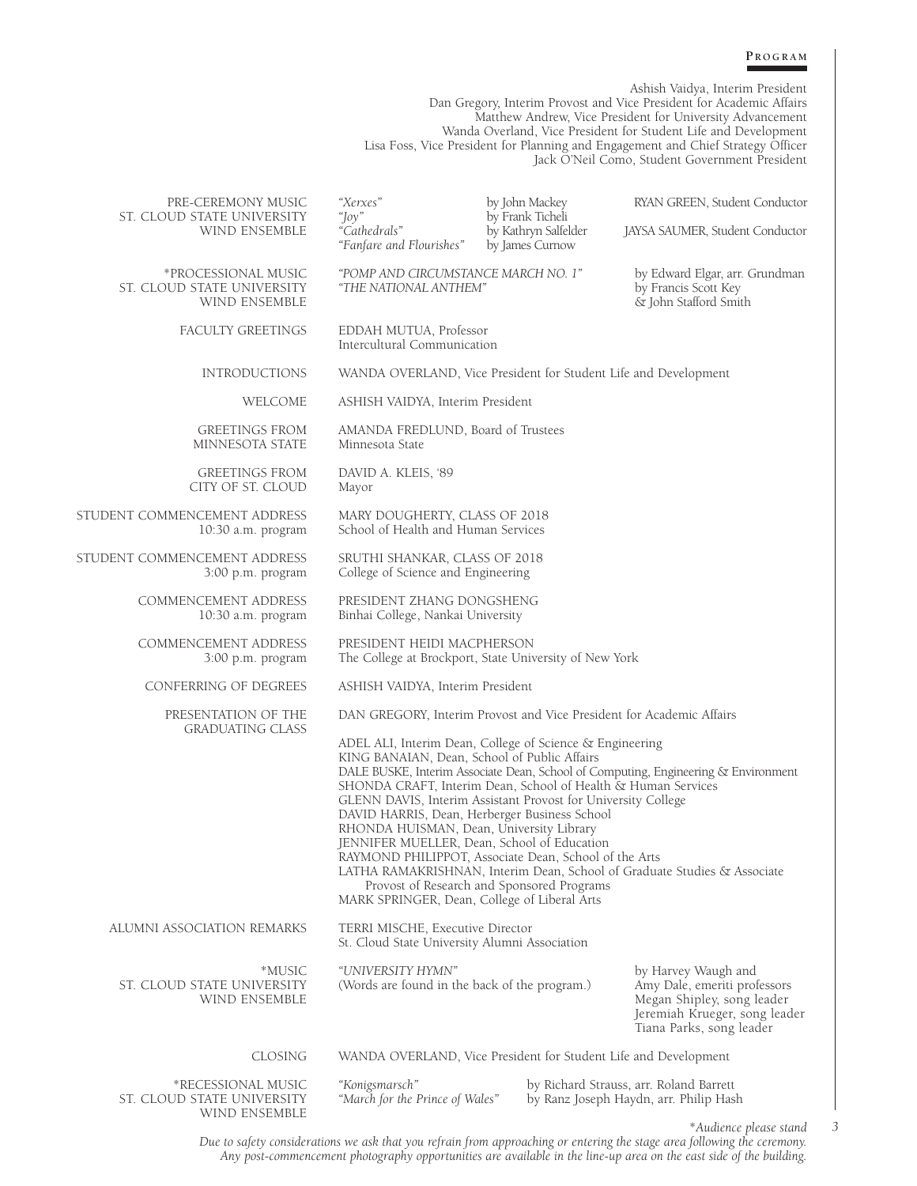## Program

Ashish Vaidya, Interim President
Dan Gregory, Interim Provost and Vice President for Academic Affairs
Matthew Andrew, Vice President for University Advancement
Wanda Overland, Vice President for Student Life and Development
Lisa Foss, Vice President for Planning and Engagement and Chief Strategy Officer
Jack O'Neil Como, Student Government President

**PRE-CEREMONY MUSIC**
**ST. CLOUD STATE UNIVERSITY WIND ENSEMBLE**

*"Xerxes"* by John Mackey — RYAN GREEN, Student Conductor
*"Joy"* by Frank Ticheli
*"Cathedrals"* by Kathryn Salfelder — JAYSA SAUMER, Student Conductor
*"Fanfare and Flourishes"* by James Curnow

**\*PROCESSIONAL MUSIC**
**ST. CLOUD STATE UNIVERSITY WIND ENSEMBLE**

*"POMP AND CIRCUMSTANCE MARCH NO. 1"* by Edward Elgar, arr. Grundman
*"THE NATIONAL ANTHEM"* by Francis Scott Key & John Stafford Smith

**FACULTY GREETINGS**
EDDAH MUTUA, Professor
Intercultural Communication

**INTRODUCTIONS**
WANDA OVERLAND, Vice President for Student Life and Development

**WELCOME**
ASHISH VAIDYA, Interim President

**GREETINGS FROM MINNESOTA STATE**
AMANDA FREDLUND, Board of Trustees
Minnesota State

**GREETINGS FROM CITY OF ST. CLOUD**
DAVID A. KLEIS, '89
Mayor

**STUDENT COMMENCEMENT ADDRESS**
**10:30 a.m. program**
MARY DOUGHERTY, CLASS OF 2018
School of Health and Human Services

**STUDENT COMMENCEMENT ADDRESS**
**3:00 p.m. program**
SRUTHI SHANKAR, CLASS OF 2018
College of Science and Engineering

**COMMENCEMENT ADDRESS**
**10:30 a.m. program**
PRESIDENT ZHANG DONGSHENG
Binhai College, Nankai University

**COMMENCEMENT ADDRESS**
**3:00 p.m. program**
PRESIDENT HEIDI MACPHERSON
The College at Brockport, State University of New York

**CONFERRING OF DEGREES**
ASHISH VAIDYA, Interim President

**PRESENTATION OF THE GRADUATING CLASS**
DAN GREGORY, Interim Provost and Vice President for Academic Affairs

ADEL ALI, Interim Dean, College of Science & Engineering
KING BANAIAN, Dean, School of Public Affairs
DALE BUSKE, Interim Associate Dean, School of Computing, Engineering & Environment
SHONDA CRAFT, Interim Dean, School of Health & Human Services
GLENN DAVIS, Interim Assistant Provost for University College
DAVID HARRIS, Dean, Herberger Business School
RHONDA HUISMAN, Dean, University Library
JENNIFER MUELLER, Dean, School of Education
RAYMOND PHILIPPOT, Associate Dean, School of the Arts
LATHA RAMAKRISHNAN, Interim Dean, School of Graduate Studies & Associate Provost of Research and Sponsored Programs
MARK SPRINGER, Dean, College of Liberal Arts

**ALUMNI ASSOCIATION REMARKS**
TERRI MISCHE, Executive Director
St. Cloud State University Alumni Association

**\*MUSIC**
**ST. CLOUD STATE UNIVERSITY WIND ENSEMBLE**

*"UNIVERSITY HYMN"*
(Words are found in the back of the program.)

by Harvey Waugh and Amy Dale, emeriti professors
Megan Shipley, song leader
Jeremiah Krueger, song leader
Tiana Parks, song leader

**CLOSING**
WANDA OVERLAND, Vice President for Student Life and Development

**\*RECESSIONAL MUSIC**
**ST. CLOUD STATE UNIVERSITY WIND ENSEMBLE**

*"Konigsmarsch"* by Richard Strauss, arr. Roland Barrett
*"March for the Prince of Wales"* by Ranz Joseph Haydn, arr. Philip Hash

*\*Audience please stand*

*Due to safety considerations we ask that you refrain from approaching or entering the stage area following the ceremony. Any post-commencement photography opportunities are available in the line-up area on the east side of the building.*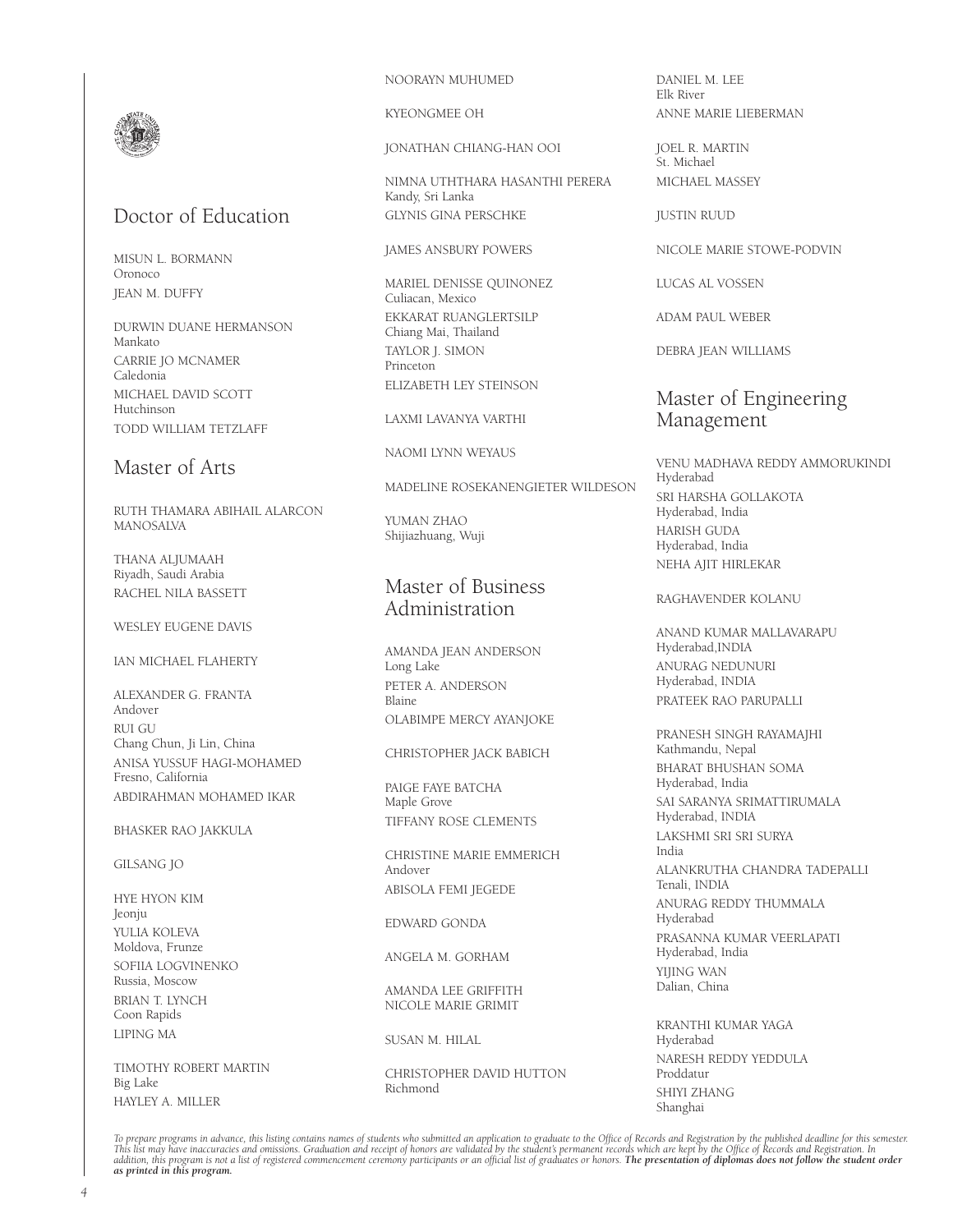## Doctor of Education

MISUN L. BORMANN
Oronoco

JEAN M. DUFFY

DURWIN DUANE HERMANSON
Mankato

CARRIE JO MCNAMER
Caledonia

MICHAEL DAVID SCOTT
Hutchinson

TODD WILLIAM TETZLAFF

## Master of Arts

RUTH THAMARA ABIHAIL ALARCON MANOSALVA

THANA ALJUMAAH
Riyadh, Saudi Arabia

RACHEL NILA BASSETT

WESLEY EUGENE DAVIS

IAN MICHAEL FLAHERTY

ALEXANDER G. FRANTA
Andover

RUI GU
Chang Chun, Ji Lin, China

ANISA YUSSUF HAGI-MOHAMED
Fresno, California

ABDIRAHMAN MOHAMED IKAR

BHASKER RAO JAKKULA

GILSANG JO

HYE HYON KIM
Jeonju

YULIA KOLEVA
Moldova, Frunze

SOFIIA LOGVINENKO
Russia, Moscow

BRIAN T. LYNCH
Coon Rapids

LIPING MA

TIMOTHY ROBERT MARTIN
Big Lake

HAYLEY A. MILLER

NOORAYN MUHUMED

KYEONGMEE OH

JONATHAN CHIANG-HAN OOI

NIMNA UTHTHARA HASANTHI PERERA
Kandy, Sri Lanka

GLYNIS GINA PERSCHKE

JAMES ANSBURY POWERS

MARIEL DENISSE QUINONEZ
Culiacan, Mexico

EKKARAT RUANGLERTSILP
Chiang Mai, Thailand

TAYLOR J. SIMON
Princeton

ELIZABETH LEY STEINSON

LAXMI LAVANYA VARTHI

NAOMI LYNN WEYAUS

MADELINE ROSEKANENGIETER WILDESON

YUMAN ZHAO
Shijiazhuang, Wuji

## Master of Business Administration

AMANDA JEAN ANDERSON
Long Lake

PETER A. ANDERSON
Blaine

OLABIMPE MERCY AYANJOKE

CHRISTOPHER JACK BABICH

PAIGE FAYE BATCHA
Maple Grove

TIFFANY ROSE CLEMENTS

CHRISTINE MARIE EMMERICH
Andover

ABISOLA FEMI JEGEDE

EDWARD GONDA

ANGELA M. GORHAM

AMANDA LEE GRIFFITH

NICOLE MARIE GRIMIT

SUSAN M. HILAL

CHRISTOPHER DAVID HUTTON
Richmond

DANIEL M. LEE
Elk River

ANNE MARIE LIEBERMAN

JOEL R. MARTIN
St. Michael

MICHAEL MASSEY

JUSTIN RUUD

NICOLE MARIE STOWE-PODVIN

LUCAS AL VOSSEN

ADAM PAUL WEBER

DEBRA JEAN WILLIAMS

## Master of Engineering Management

VENU MADHAVA REDDY AMMORUKINDI
Hyderabad

SRI HARSHA GOLLAKOTA
Hyderabad, India

HARISH GUDA
Hyderabad, India

NEHA AJIT HIRLEKAR

RAGHAVENDER KOLANU

ANAND KUMAR MALLAVARAPU
Hyderabad,INDIA

ANURAG NEDUNURI
Hyderabad, INDIA

PRATEEK RAO PARUPALLI

PRANESH SINGH RAYAMAJHI
Kathmandu, Nepal

BHARAT BHUSHAN SOMA
Hyderabad, India

SAI SARANYA SRIMATTIRUMALA
Hyderabad, INDIA

LAKSHMI SRI SRI SURYA
India

ALANKRUTHA CHANDRA TADEPALLI
Tenali, INDIA

ANURAG REDDY THUMMALA
Hyderabad

PRASANNA KUMAR VEERLAPATI
Hyderabad, India

YIJING WAN
Dalian, China

KRANTHI KUMAR YAGA
Hyderabad

NARESH REDDY YEDDULA
Proddatur

SHIYI ZHANG
Shanghai

*To prepare programs in advance, this listing contains names of students who submitted an application to graduate to the Office of Records and Registration by the published deadline for this semester. This list may have inaccuracies and omissions. Graduation and receipt of honors are validated by the student's permanent records which are kept by the Office of Records and Registration. In addition, this program is not a list of registered commencement ceremony participants or an official list of graduates or honors.* ***The presentation of diplomas does not follow the student order as printed in this program.***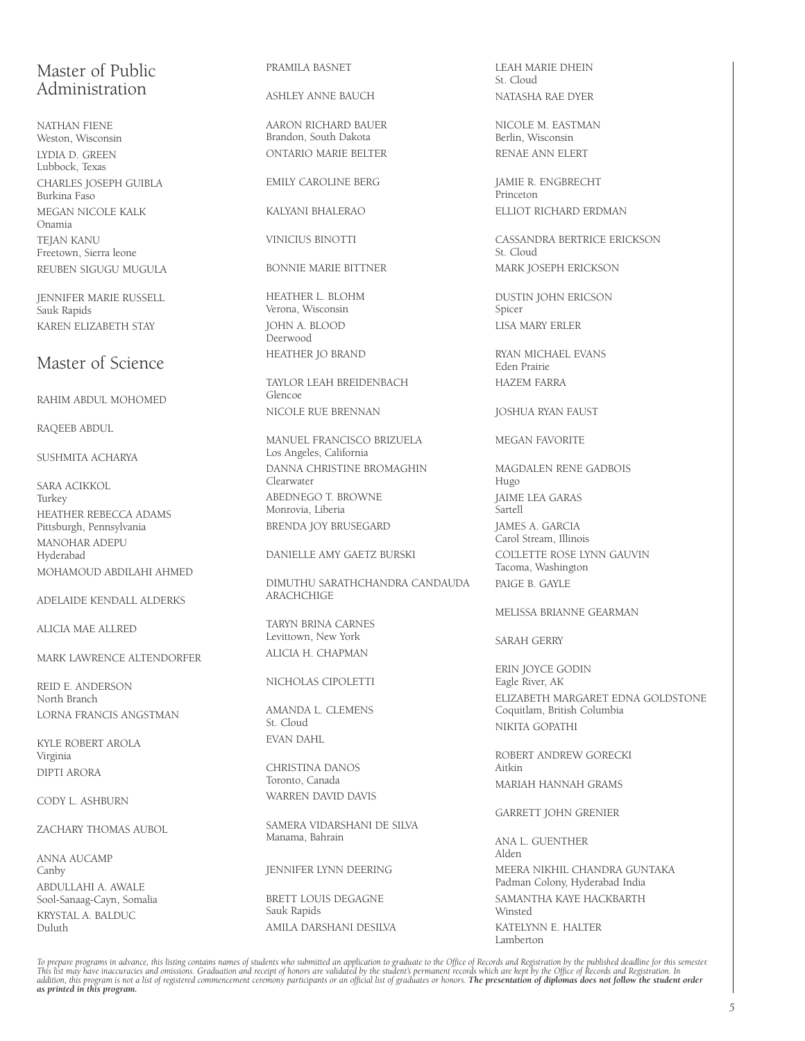## Master of Public Administration

NATHAN FIENE
Weston, Wisconsin

LYDIA D. GREEN
Lubbock, Texas

CHARLES JOSEPH GUIBLA
Burkina Faso

MEGAN NICOLE KALK
Onamia

TEJAN KANU
Freetown, Sierra leone

REUBEN SIGUGU MUGULA

JENNIFER MARIE RUSSELL
Sauk Rapids

KAREN ELIZABETH STAY

## Master of Science

RAHIM ABDUL MOHOMED

RAQEEB ABDUL

SUSHMITA ACHARYA

SARA ACIKKOL
Turkey

HEATHER REBECCA ADAMS
Pittsburgh, Pennsylvania

MANOHAR ADEPU
Hyderabad

MOHAMOUD ABDILAHI AHMED

ADELAIDE KENDALL ALDERKS

ALICIA MAE ALLRED

MARK LAWRENCE ALTENDORFER

REID E. ANDERSON
North Branch

LORNA FRANCIS ANGSTMAN

KYLE ROBERT AROLA
Virginia

DIPTI ARORA

CODY L. ASHBURN

ZACHARY THOMAS AUBOL

ANNA AUCAMP
Canby

ABDULLAHI A. AWALE
Sool-Sanaag-Cayn, Somalia

KRYSTAL A. BALDUC
Duluth

PRAMILA BASNET

ASHLEY ANNE BAUCH

AARON RICHARD BAUER
Brandon, South Dakota

ONTARIO MARIE BELTER

EMILY CAROLINE BERG

KALYANI BHALERAO

VINICIUS BINOTTI

BONNIE MARIE BITTNER

HEATHER L. BLOHM
Verona, Wisconsin

JOHN A. BLOOD
Deerwood

HEATHER JO BRAND

TAYLOR LEAH BREIDENBACH
Glencoe

NICOLE RUE BRENNAN

MANUEL FRANCISCO BRIZUELA
Los Angeles, California

DANNA CHRISTINE BROMAGHIN
Clearwater

ABEDNEGO T. BROWNE
Monrovia, Liberia

BRENDA JOY BRUSEGARD

DANIELLE AMY GAETZ BURSKI

DIMUTHU SARATHCHANDRA CANDAUDA ARACHCHIGE

TARYN BRINA CARNES
Levittown, New York

ALICIA H. CHAPMAN

NICHOLAS CIPOLETTI

AMANDA L. CLEMENS
St. Cloud

EVAN DAHL

CHRISTINA DANOS
Toronto, Canada

WARREN DAVID DAVIS

SAMERA VIDARSHANI DE SILVA
Manama, Bahrain

JENNIFER LYNN DEERING

BRETT LOUIS DEGAGNE
Sauk Rapids

AMILA DARSHANI DESILVA

LEAH MARIE DHEIN
St. Cloud

NATASHA RAE DYER

NICOLE M. EASTMAN
Berlin, Wisconsin

RENAE ANN ELERT

JAMIE R. ENGBRECHT
Princeton

ELLIOT RICHARD ERDMAN

CASSANDRA BERTRICE ERICKSON
St. Cloud

MARK JOSEPH ERICKSON

DUSTIN JOHN ERICSON
Spicer

LISA MARY ERLER

RYAN MICHAEL EVANS
Eden Prairie

HAZEM FARRA

JOSHUA RYAN FAUST

MEGAN FAVORITE

MAGDALEN RENE GADBOIS
Hugo

JAIME LEA GARAS
Sartell

JAMES A. GARCIA
Carol Stream, Illinois

COL'LETTE ROSE LYNN GAUVIN
Tacoma, Washington

PAIGE B. GAYLE

MELISSA BRIANNE GEARMAN

SARAH GERRY

ERIN JOYCE GODIN
Eagle River, AK

ELIZABETH MARGARET EDNA GOLDSTONE
Coquitlam, British Columbia

NIKITA GOPATHI

ROBERT ANDREW GORECKI
Aitkin

MARIAH HANNAH GRAMS

GARRETT JOHN GRENIER

ANA L. GUENTHER
Alden

MEERA NIKHIL CHANDRA GUNTAKA
Padman Colony, Hyderabad India

SAMANTHA KAYE HACKBARTH
Winsted

KATELYNN E. HALTER
Lamberton

*To prepare programs in advance, this listing contains names of students who submitted an application to graduate to the Office of Records and Registration by the published deadline for this semester. This list may have inaccuracies and omissions. Graduation and receipt of honors are validated by the student's permanent records which are kept by the Office of Records and Registration. In addition, this program is not a list of registered commencement ceremony participants or an official list of graduates or honors.* ***The presentation of diplomas does not follow the student order as printed in this program.***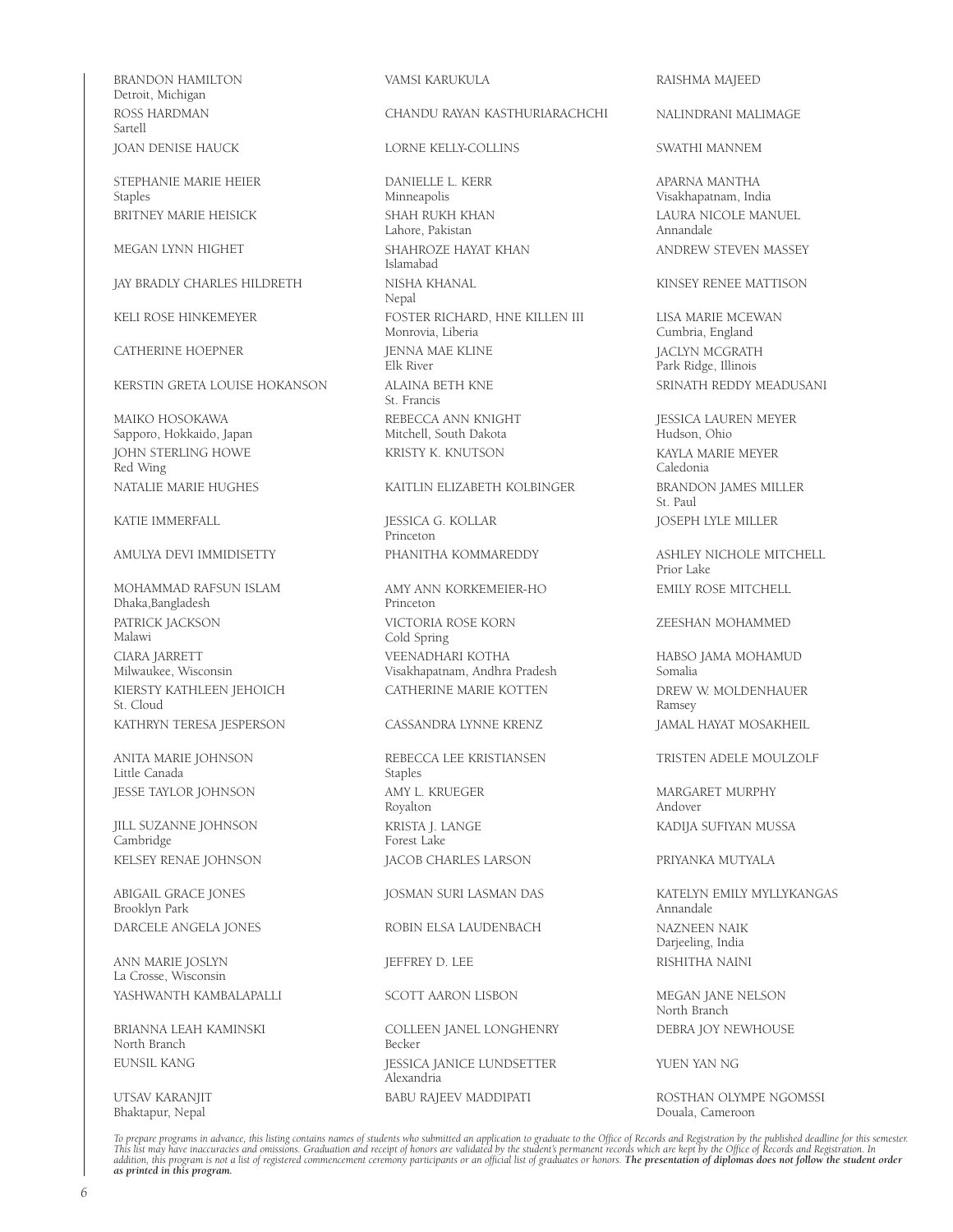BRANDON HAMILTON
Detroit, Michigan

ROSS HARDMAN
Sartell

JOAN DENISE HAUCK

STEPHANIE MARIE HEIER
Staples

BRITNEY MARIE HEISICK

MEGAN LYNN HIGHET

JAY BRADLY CHARLES HILDRETH

KELI ROSE HINKEMEYER

CATHERINE HOEPNER

KERSTIN GRETA LOUISE HOKANSON

MAIKO HOSOKAWA
Sapporo, Hokkaido, Japan

JOHN STERLING HOWE
Red Wing

NATALIE MARIE HUGHES

KATIE IMMERFALL

AMULYA DEVI IMMIDISETTY

MOHAMMAD RAFSUN ISLAM
Dhaka,Bangladesh

PATRICK JACKSON
Malawi

CIARA JARRETT
Milwaukee, Wisconsin

KIERSTY KATHLEEN JEHOICH
St. Cloud

KATHRYN TERESA JESPERSON

ANITA MARIE JOHNSON
Little Canada

JESSE TAYLOR JOHNSON

JILL SUZANNE JOHNSON
Cambridge

KELSEY RENAE JOHNSON

ABIGAIL GRACE JONES
Brooklyn Park

DARCELE ANGELA JONES

ANN MARIE JOSLYN
La Crosse, Wisconsin

YASHWANTH KAMBALAPALLI

BRIANNA LEAH KAMINSKI
North Branch

EUNSIL KANG

UTSAV KARANJIT
Bhaktapur, Nepal

VAMSI KARUKULA

CHANDU RAYAN KASTHURIARACHCHI

LORNE KELLY-COLLINS

DANIELLE L. KERR
Minneapolis

SHAH RUKH KHAN
Lahore, Pakistan

SHAHROZE HAYAT KHAN
Islamabad

NISHA KHANAL
Nepal

FOSTER RICHARD, HNE KILLEN III
Monrovia, Liberia

JENNA MAE KLINE
Elk River

ALAINA BETH KNE
St. Francis

REBECCA ANN KNIGHT
Mitchell, South Dakota

KRISTY K. KNUTSON

KAITLIN ELIZABETH KOLBINGER

JESSICA G. KOLLAR
Princeton

PHANITHA KOMMAREDDY

AMY ANN KORKEMEIER-HO
Princeton

VICTORIA ROSE KORN
Cold Spring

VEENADHARI KOTHA
Visakhapatnam, Andhra Pradesh

CATHERINE MARIE KOTTEN

CASSANDRA LYNNE KRENZ

REBECCA LEE KRISTIANSEN
Staples

AMY L. KRUEGER
Royalton

KRISTA J. LANGE
Forest Lake

JACOB CHARLES LARSON

JOSMAN SURI LASMAN DAS

ROBIN ELSA LAUDENBACH

JEFFREY D. LEE

SCOTT AARON LISBON

COLLEEN JANEL LONGHENRY
Becker

JESSICA JANICE LUNDSETTER
Alexandria

BABU RAJEEV MADDIPATI

RAISHMA MAJEED

NALINDRANI MALIMAGE

SWATHI MANNEM

APARNA MANTHA
Visakhapatnam, India

LAURA NICOLE MANUEL
Annandale

ANDREW STEVEN MASSEY

KINSEY RENEE MATTISON

LISA MARIE MCEWAN
Cumbria, England

JACLYN MCGRATH
Park Ridge, Illinois

SRINATH REDDY MEADUSANI

JESSICA LAUREN MEYER
Hudson, Ohio

KAYLA MARIE MEYER
Caledonia

BRANDON JAMES MILLER
St. Paul

JOSEPH LYLE MILLER

ASHLEY NICHOLE MITCHELL
Prior Lake

EMILY ROSE MITCHELL

ZEESHAN MOHAMMED

HABSO JAMA MOHAMUD
Somalia

DREW W. MOLDENHAUER
Ramsey

JAMAL HAYAT MOSAKHEIL

TRISTEN ADELE MOULZOLF

MARGARET MURPHY
Andover

KADIJA SUFIYAN MUSSA

PRIYANKA MUTYALA

KATELYN EMILY MYLLYKANGAS
Annandale

NAZNEEN NAIK
Darjeeling, India

RISHITHA NAINI

MEGAN JANE NELSON
North Branch

DEBRA JOY NEWHOUSE

YUEN YAN NG

ROSTHAN OLYMPE NGOMSSI
Douala, Cameroon

*To prepare programs in advance, this listing contains names of students who submitted an application to graduate to the Office of Records and Registration by the published deadline for this semester. This list may have inaccuracies and omissions. Graduation and receipt of honors are validated by the student's permanent records which are kept by the Office of Records and Registration. In addition, this program is not a list of registered commencement ceremony participants or an official list of graduates or honors.* ***The presentation of diplomas does not follow the student order as printed in this program.***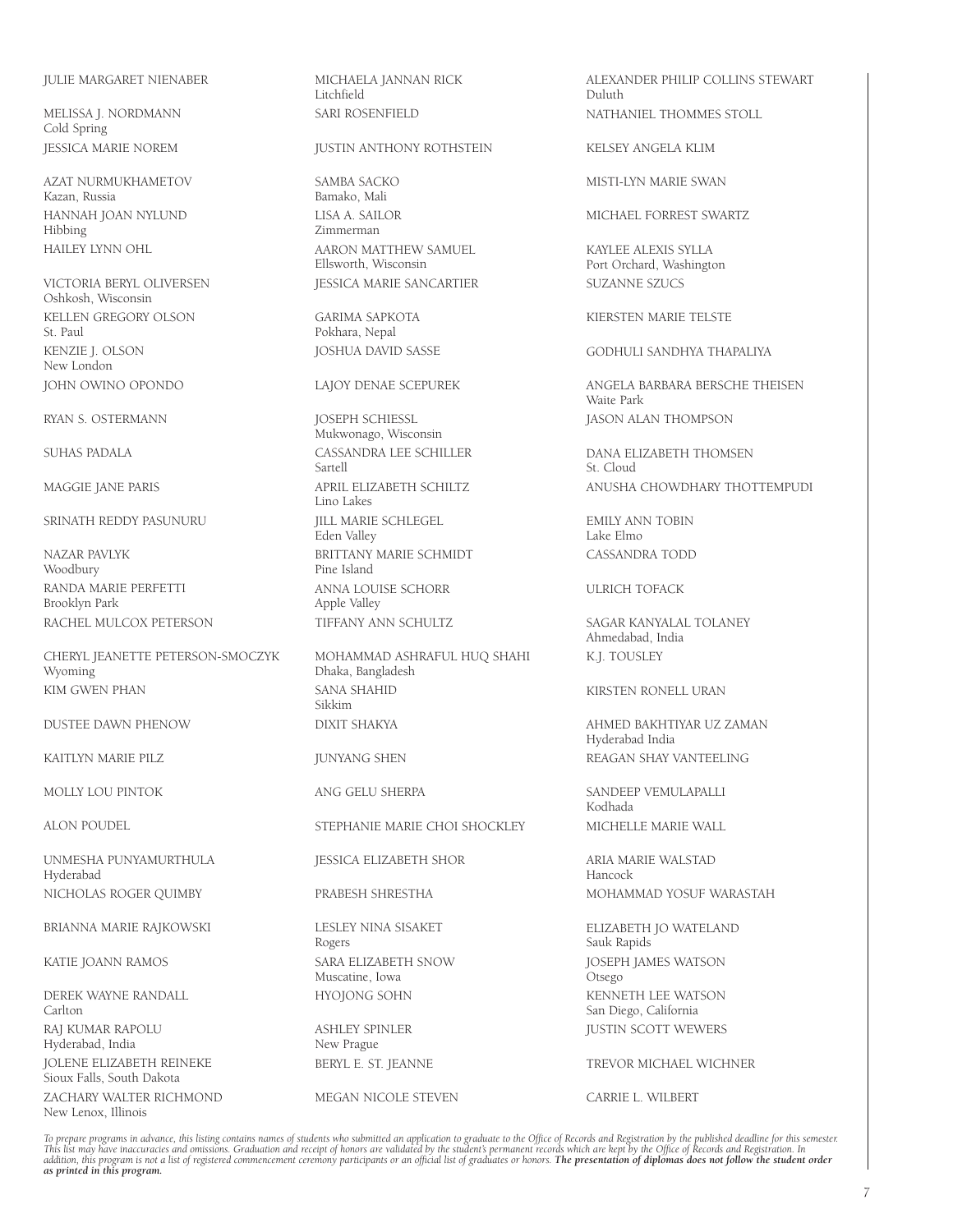JULIE MARGARET NIENABER

MELISSA J. NORDMANN
Cold Spring

JESSICA MARIE NOREM

AZAT NURMUKHAMETOV
Kazan, Russia

HANNAH JOAN NYLUND
Hibbing

HAILEY LYNN OHL

VICTORIA BERYL OLIVERSEN
Oshkosh, Wisconsin

KELLEN GREGORY OLSON
St. Paul

KENZIE J. OLSON
New London

JOHN OWINO OPONDO

RYAN S. OSTERMANN

SUHAS PADALA

MAGGIE JANE PARIS

SRINATH REDDY PASUNURU

NAZAR PAVLYK
Woodbury

RANDA MARIE PERFETTI
Brooklyn Park

RACHEL MULCOX PETERSON

CHERYL JEANETTE PETERSON-SMOCZYK
Wyoming

KIM GWEN PHAN

DUSTEE DAWN PHENOW

KAITLYN MARIE PILZ

MOLLY LOU PINTOK

ALON POUDEL

UNMESHA PUNYAMURTHULA
Hyderabad

NICHOLAS ROGER QUIMBY

BRIANNA MARIE RAJKOWSKI

KATIE JOANN RAMOS

DEREK WAYNE RANDALL
Carlton

RAJ KUMAR RAPOLU
Hyderabad, India

JOLENE ELIZABETH REINEKE
Sioux Falls, South Dakota

ZACHARY WALTER RICHMOND
New Lenox, Illinois

MICHAELA JANNAN RICK
Litchfield

SARI ROSENFIELD

JUSTIN ANTHONY ROTHSTEIN

SAMBA SACKO
Bamako, Mali

LISA A. SAILOR
Zimmerman

AARON MATTHEW SAMUEL
Ellsworth, Wisconsin

JESSICA MARIE SANCARTIER

GARIMA SAPKOTA
Pokhara, Nepal

JOSHUA DAVID SASSE

LAJOY DENAE SCEPUREK

JOSEPH SCHIESSL
Mukwonago, Wisconsin

CASSANDRA LEE SCHILLER
Sartell

APRIL ELIZABETH SCHILTZ
Lino Lakes

JILL MARIE SCHLEGEL
Eden Valley

BRITTANY MARIE SCHMIDT
Pine Island

ANNA LOUISE SCHORR
Apple Valley

TIFFANY ANN SCHULTZ

MOHAMMAD ASHRAFUL HUQ SHAHI
Dhaka, Bangladesh

SANA SHAHID
Sikkim

DIXIT SHAKYA

JUNYANG SHEN

ANG GELU SHERPA

STEPHANIE MARIE CHOI SHOCKLEY

JESSICA ELIZABETH SHOR

PRABESH SHRESTHA

LESLEY NINA SISAKET
Rogers

SARA ELIZABETH SNOW
Muscatine, Iowa

HYOJONG SOHN

ASHLEY SPINLER
New Prague

BERYL E. ST. JEANNE

MEGAN NICOLE STEVEN

ALEXANDER PHILIP COLLINS STEWART
Duluth

NATHANIEL THOMMES STOLL

KELSEY ANGELA KLIM

MISTI-LYN MARIE SWAN

MICHAEL FORREST SWARTZ

KAYLEE ALEXIS SYLLA
Port Orchard, Washington

SUZANNE SZUCS

KIERSTEN MARIE TELSTE

GODHULI SANDHYA THAPALIYA

ANGELA BARBARA BERSCHE THEISEN
Waite Park

JASON ALAN THOMPSON

DANA ELIZABETH THOMSEN
St. Cloud

ANUSHA CHOWDHARY THOTTEMPUDI

EMILY ANN TOBIN
Lake Elmo

CASSANDRA TODD

ULRICH TOFACK

SAGAR KANYALAL TOLANEY
Ahmedabad, India

K.J. TOUSLEY

KIRSTEN RONELL URAN

AHMED BAKHTIYAR UZ ZAMAN
Hyderabad India

REAGAN SHAY VANTEELING

SANDEEP VEMULAPALLI
Kodhada

MICHELLE MARIE WALL

ARIA MARIE WALSTAD
Hancock

MOHAMMAD YOSUF WARASTAH

ELIZABETH JO WATELAND
Sauk Rapids

JOSEPH JAMES WATSON
Otsego

KENNETH LEE WATSON
San Diego, California

JUSTIN SCOTT WEWERS

TREVOR MICHAEL WICHNER

CARRIE L. WILBERT

*To prepare programs in advance, this listing contains names of students who submitted an application to graduate to the Office of Records and Registration by the published deadline for this semester. This list may have inaccuracies and omissions. Graduation and receipt of honors are validated by the student's permanent records which are kept by the Office of Records and Registration. In addition, this program is not a list of registered commencement ceremony participants or an official list of graduates or honors.* ***The presentation of diplomas does not follow the student order as printed in this program.***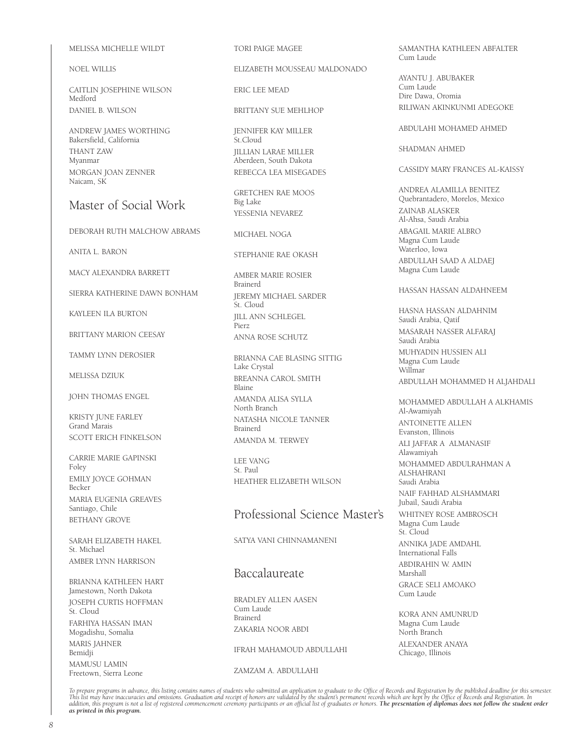MELISSA MICHELLE WILDT

NOEL WILLIS

CAITLIN JOSEPHINE WILSON
Medford

DANIEL B. WILSON

ANDREW JAMES WORTHING
Bakersfield, California

THANT ZAW
Myanmar

MORGAN JOAN ZENNER
Naicam, SK

## Master of Social Work

DEBORAH RUTH MALCHOW ABRAMS

ANITA L. BARON

MACY ALEXANDRA BARRETT

SIERRA KATHERINE DAWN BONHAM

KAYLEEN ILA BURTON

BRITTANY MARION CEESAY

TAMMY LYNN DEROSIER

MELISSA DZIUK

JOHN THOMAS ENGEL

KRISTY JUNE FARLEY
Grand Marais

SCOTT ERICH FINKELSON

CARRIE MARIE GAPINSKI
Foley

EMILY JOYCE GOHMAN
Becker

MARIA EUGENIA GREAVES
Santiago, Chile

BETHANY GROVE

SARAH ELIZABETH HAKEL
St. Michael

AMBER LYNN HARRISON

BRIANNA KATHLEEN HART
Jamestown, North Dakota

JOSEPH CURTIS HOFFMAN
St. Cloud

FARHIYA HASSAN IMAN
Mogadishu, Somalia

MARIS JAHNER
Bemidji

MAMUSU LAMIN
Freetown, Sierra Leone

TORI PAIGE MAGEE

ELIZABETH MOUSSEAU MALDONADO

ERIC LEE MEAD

BRITTANY SUE MEHLHOP

JENNIFER KAY MILLER
St.Cloud

JILLIAN LARAE MILLER
Aberdeen, South Dakota

REBECCA LEA MISEGADES

GRETCHEN RAE MOOS
Big Lake

YESSENIA NEVAREZ

MICHAEL NOGA

STEPHANIE RAE OKASH

AMBER MARIE ROSIER
Brainerd

JEREMY MICHAEL SARDER
St. Cloud

JILL ANN SCHLEGEL
Pierz

ANNA ROSE SCHUTZ

BRIANNA CAE BLASING SITTIG
Lake Crystal

BREANNA CAROL SMITH
Blaine

AMANDA ALISA SYLLA
North Branch

NATASHA NICOLE TANNER
Brainerd

AMANDA M. TERWEY

LEE VANG
St. Paul

HEATHER ELIZABETH WILSON

## Professional Science Master's

SATYA VANI CHINNAMANENI

## Baccalaureate

BRADLEY ALLEN AASEN
Cum Laude
Brainerd

ZAKARIA NOOR ABDI

IFRAH MAHAMOUD ABDULLAHI

ZAMZAM A. ABDULLAHI

SAMANTHA KATHLEEN ABFALTER
Cum Laude

AYANTU J. ABUBAKER
Cum Laude
Dire Dawa, Oromia

RILIWAN AKINKUNMI ADEGOKE

ABDULAHI MOHAMED AHMED

SHADMAN AHMED

CASSIDY MARY FRANCES AL-KAISSY

ANDREA ALAMILLA BENITEZ
Quebrantadero, Morelos, Mexico

ZAINAB ALASKER
Al-Ahsa, Saudi Arabia

ABAGAIL MARIE ALBRO
Magna Cum Laude
Waterloo, Iowa

ABDULLAH SAAD A ALDAEJ
Magna Cum Laude

HASSAN HASSAN ALDAHNEEM

HASNA HASSAN ALDAHNIM
Saudi Arabia, Qatif

MASARAH NASSER ALFARAJ
Saudi Arabia

MUHYADIN HUSSIEN ALI
Magna Cum Laude
Willmar

ABDULLAH MOHAMMED H ALJAHDALI

MOHAMMED ABDULLAH A ALKHAMIS
Al-Awamiyah

ANTOINETTE ALLEN
Evanston, Illinois

ALI JAFFAR A ALMANASIF
Alawamiyah

MOHAMMED ABDULRAHMAN A ALSHAHRANI
Saudi Arabia

NAIF FAHHAD ALSHAMMARI
Jubail, Saudi Arabia

WHITNEY ROSE AMBROSCH
Magna Cum Laude
St. Cloud

ANNIKA JADE AMDAHL
International Falls

ABDIRAHIN W. AMIN
Marshall

GRACE SELI AMOAKO
Cum Laude

KORA ANN AMUNRUD
Magna Cum Laude
North Branch

ALEXANDER ANAYA
Chicago, Illinois

*To prepare programs in advance, this listing contains names of students who submitted an application to graduate to the Office of Records and Registration by the published deadline for this semester. This list may have inaccuracies and omissions. Graduation and receipt of honors are validated by the student's permanent records which are kept by the Office of Records and Registration. In addition, this program is not a list of registered commencement ceremony participants or an official list of graduates or honors.* ***The presentation of diplomas does not follow the student order as printed in this program.***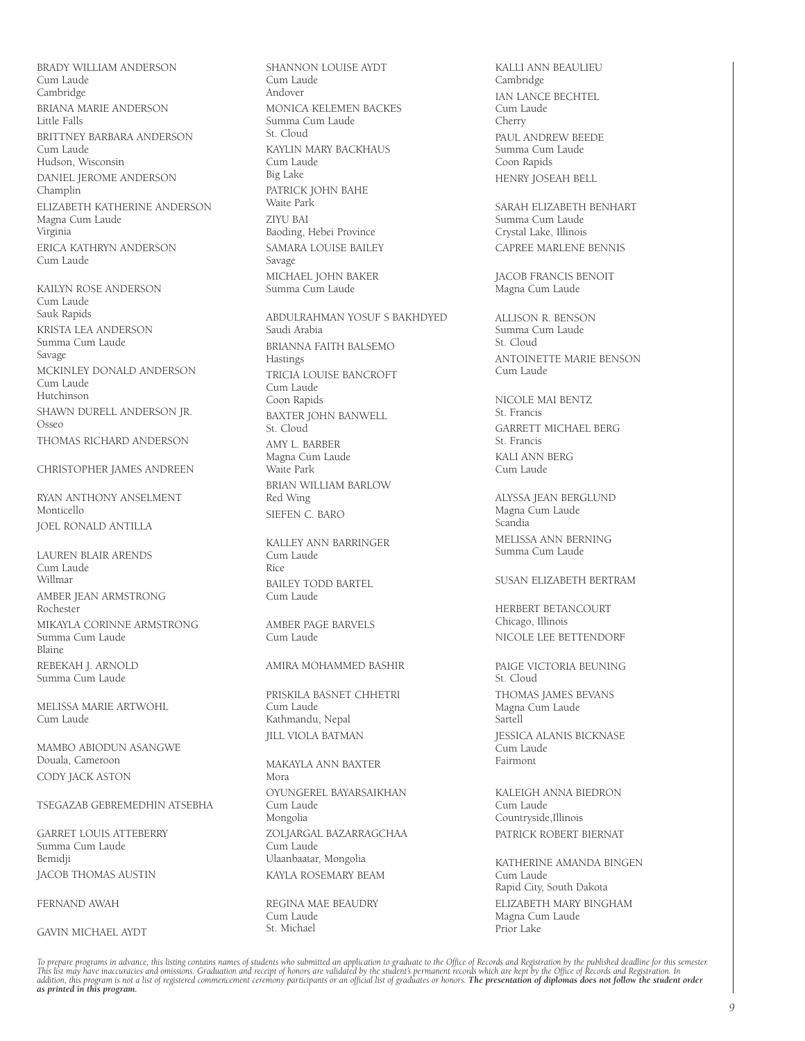BRADY WILLIAM ANDERSON
Cum Laude
Cambridge

BRIANA MARIE ANDERSON
Little Falls

BRITTNEY BARBARA ANDERSON
Cum Laude
Hudson, Wisconsin

DANIEL JEROME ANDERSON
Champlin

ELIZABETH KATHERINE ANDERSON
Magna Cum Laude
Virginia

ERICA KATHRYN ANDERSON
Cum Laude

KAILYN ROSE ANDERSON
Cum Laude
Sauk Rapids

KRISTA LEA ANDERSON
Summa Cum Laude
Savage

MCKINLEY DONALD ANDERSON
Cum Laude
Hutchinson

SHAWN DURELL ANDERSON JR.
Osseo

THOMAS RICHARD ANDERSON

CHRISTOPHER JAMES ANDREEN

RYAN ANTHONY ANSELMENT
Monticello

JOEL RONALD ANTILLA

LAUREN BLAIR ARENDS
Cum Laude
Willmar

AMBER JEAN ARMSTRONG
Rochester

MIKAYLA CORINNE ARMSTRONG
Summa Cum Laude
Blaine

REBEKAH J. ARNOLD
Summa Cum Laude

MELISSA MARIE ARTWOHL
Cum Laude

MAMBO ABIODUN ASANGWE
Douala, Cameroon

CODY JACK ASTON

TSEGAZAB GEBREMEDHIN ATSEBHA

GARRET LOUIS ATTEBERRY
Summa Cum Laude
Bemidji

JACOB THOMAS AUSTIN

FERNAND AWAH

GAVIN MICHAEL AYDT

SHANNON LOUISE AYDT
Cum Laude
Andover

MONICA KELEMEN BACKES
Summa Cum Laude
St. Cloud

KAYLIN MARY BACKHAUS
Cum Laude
Big Lake

PATRICK JOHN BAHE
Waite Park

ZIYU BAI
Baoding, Hebei Province

SAMARA LOUISE BAILEY
Savage

MICHAEL JOHN BAKER
Summa Cum Laude

ABDULRAHMAN YOSUF S BAKHDYED
Saudi Arabia

BRIANNA FAITH BALSEMO
Hastings

TRICIA LOUISE BANCROFT
Cum Laude
Coon Rapids

BAXTER JOHN BANWELL
St. Cloud

AMY L. BARBER
Magna Cum Laude
Waite Park

BRIAN WILLIAM BARLOW
Red Wing

SIEFEN C. BARO

KALLEY ANN BARRINGER
Cum Laude
Rice

BAILEY TODD BARTEL
Cum Laude

AMBER PAGE BARVELS
Cum Laude

AMIRA MOHAMMED BASHIR

PRISKILA BASNET CHHETRI
Cum Laude
Kathmandu, Nepal

JILL VIOLA BATMAN

MAKAYLA ANN BAXTER
Mora

OYUNGEREL BAYARSAIKHAN
Cum Laude
Mongolia

ZOLJARGAL BAZARRAGCHAA
Cum Laude
Ulaanbaatar, Mongolia

KAYLA ROSEMARY BEAM

REGINA MAE BEAUDRY
Cum Laude
St. Michael

KALLI ANN BEAULIEU
Cambridge

IAN LANCE BECHTEL
Cum Laude
Cherry

PAUL ANDREW BEEDE
Summa Cum Laude
Coon Rapids

HENRY JOSEAH BELL

SARAH ELIZABETH BENHART
Summa Cum Laude
Crystal Lake, Illinois

CAPREE MARLENE BENNIS

JACOB FRANCIS BENOIT
Magna Cum Laude

ALLISON R. BENSON
Summa Cum Laude
St. Cloud

ANTOINETTE MARIE BENSON
Cum Laude

NICOLE MAI BENTZ
St. Francis

GARRETT MICHAEL BERG
St. Francis

KALI ANN BERG
Cum Laude

ALYSSA JEAN BERGLUND
Magna Cum Laude
Scandia

MELISSA ANN BERNING
Summa Cum Laude

SUSAN ELIZABETH BERTRAM

HERBERT BETANCOURT
Chicago, Illinois

NICOLE LEE BETTENDORF

PAIGE VICTORIA BEUNING
St. Cloud

THOMAS JAMES BEVANS
Magna Cum Laude
Sartell

JESSICA ALANIS BICKNASE
Cum Laude
Fairmont

KALEIGH ANNA BIEDRON
Cum Laude
Countryside,Illinois

PATRICK ROBERT BIERNAT

KATHERINE AMANDA BINGEN
Cum Laude
Rapid City, South Dakota

ELIZABETH MARY BINGHAM
Magna Cum Laude
Prior Lake

*To prepare programs in advance, this listing contains names of students who submitted an application to graduate to the Office of Records and Registration by the published deadline for this semester. This list may have inaccuracies and omissions. Graduation and receipt of honors are validated by the student's permanent records which are kept by the Office of Records and Registration. In addition, this program is not a list of registered commencement ceremony participants or an official list of graduates or honors.* ***The presentation of diplomas does not follow the student order as printed in this program.***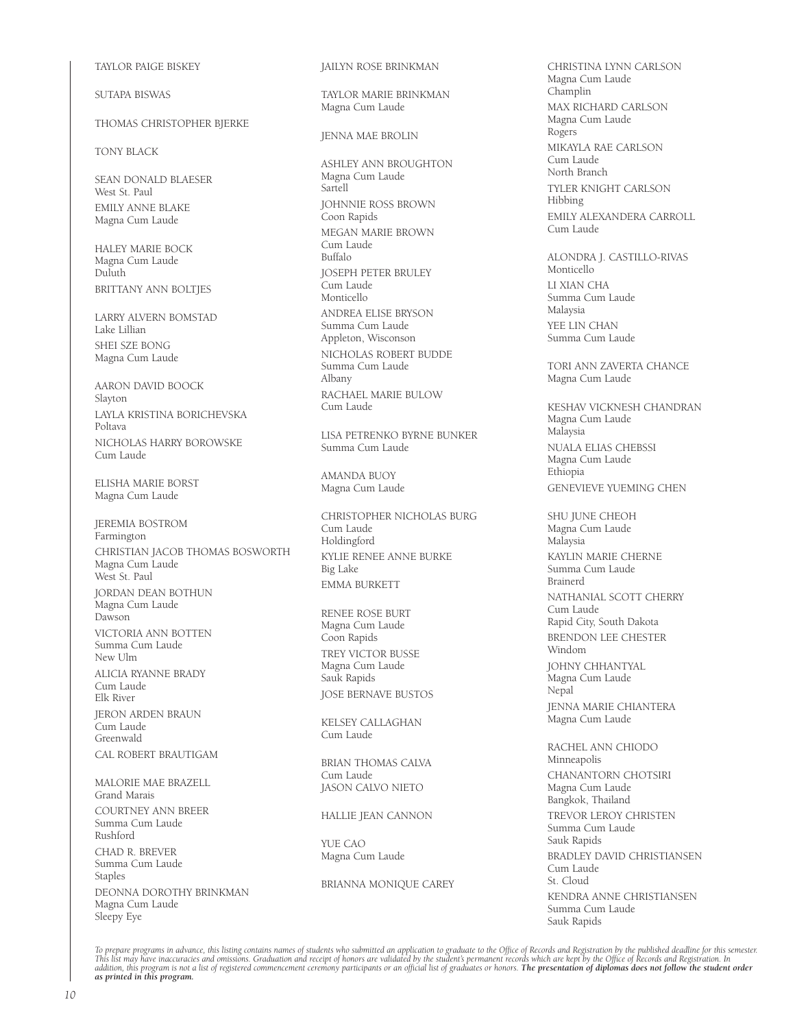TAYLOR PAIGE BISKEY

SUTAPA BISWAS

THOMAS CHRISTOPHER BJERKE

TONY BLACK

SEAN DONALD BLAESER
West St. Paul

EMILY ANNE BLAKE
Magna Cum Laude

HALEY MARIE BOCK
Magna Cum Laude
Duluth

BRITTANY ANN BOLTJES

LARRY ALVERN BOMSTAD
Lake Lillian

SHEI SZE BONG
Magna Cum Laude

AARON DAVID BOOCK
Slayton

LAYLA KRISTINA BORICHEVSKA
Poltava

NICHOLAS HARRY BOROWSKE
Cum Laude

ELISHA MARIE BORST
Magna Cum Laude

JEREMIA BOSTROM
Farmington

CHRISTIAN JACOB THOMAS BOSWORTH
Magna Cum Laude
West St. Paul

JORDAN DEAN BOTHUN
Magna Cum Laude
Dawson

VICTORIA ANN BOTTEN
Summa Cum Laude
New Ulm

ALICIA RYANNE BRADY
Cum Laude
Elk River

JERON ARDEN BRAUN
Cum Laude
Greenwald

CAL ROBERT BRAUTIGAM

MALORIE MAE BRAZELL
Grand Marais

COURTNEY ANN BREER
Summa Cum Laude
Rushford

CHAD R. BREVER
Summa Cum Laude
Staples

DEONNA DOROTHY BRINKMAN
Magna Cum Laude
Sleepy Eye

JAILYN ROSE BRINKMAN

TAYLOR MARIE BRINKMAN
Magna Cum Laude

JENNA MAE BROLIN

ASHLEY ANN BROUGHTON
Magna Cum Laude
Sartell

JOHNNIE ROSS BROWN
Coon Rapids

MEGAN MARIE BROWN
Cum Laude
Buffalo

JOSEPH PETER BRULEY
Cum Laude
Monticello

ANDREA ELISE BRYSON
Summa Cum Laude
Appleton, Wisconson

NICHOLAS ROBERT BUDDE
Summa Cum Laude
Albany

RACHAEL MARIE BULOW
Cum Laude

LISA PETRENKO BYRNE BUNKER
Summa Cum Laude

AMANDA BUOY
Magna Cum Laude

CHRISTOPHER NICHOLAS BURG
Cum Laude
Holdingford

KYLIE RENEE ANNE BURKE
Big Lake

EMMA BURKETT

RENEE ROSE BURT
Magna Cum Laude
Coon Rapids

TREY VICTOR BUSSE
Magna Cum Laude
Sauk Rapids

JOSE BERNAVE BUSTOS

KELSEY CALLAGHAN
Cum Laude

BRIAN THOMAS CALVA
Cum Laude

JASON CALVO NIETO

HALLIE JEAN CANNON

YUE CAO
Magna Cum Laude

BRIANNA MONIQUE CAREY

CHRISTINA LYNN CARLSON
Magna Cum Laude
Champlin

MAX RICHARD CARLSON
Magna Cum Laude
Rogers

MIKAYLA RAE CARLSON
Cum Laude
North Branch

TYLER KNIGHT CARLSON
Hibbing

EMILY ALEXANDERA CARROLL
Cum Laude

ALONDRA J. CASTILLO-RIVAS
Monticello

LI XIAN CHA
Summa Cum Laude
Malaysia

YEE LIN CHAN
Summa Cum Laude

TORI ANN ZAVERTA CHANCE
Magna Cum Laude

KESHAV VICKNESH CHANDRAN
Magna Cum Laude
Malaysia

NUALA ELIAS CHEBSSI
Magna Cum Laude
Ethiopia

GENEVIEVE YUEMING CHEN

SHU JUNE CHEOH
Magna Cum Laude
Malaysia

KAYLIN MARIE CHERNE
Summa Cum Laude
Brainerd

NATHANIAL SCOTT CHERRY
Cum Laude
Rapid City, South Dakota

BRENDON LEE CHESTER
Windom

JOHNY CHHANTYAL
Magna Cum Laude
Nepal

JENNA MARIE CHIANTERA
Magna Cum Laude

RACHEL ANN CHIODO
Minneapolis

CHANANTORN CHOTSIRI
Magna Cum Laude
Bangkok, Thailand

TREVOR LEROY CHRISTEN
Summa Cum Laude
Sauk Rapids

BRADLEY DAVID CHRISTIANSEN
Cum Laude
St. Cloud

KENDRA ANNE CHRISTIANSEN
Summa Cum Laude
Sauk Rapids

*To prepare programs in advance, this listing contains names of students who submitted an application to graduate to the Office of Records and Registration by the published deadline for this semester. This list may have inaccuracies and omissions. Graduation and receipt of honors are validated by the student's permanent records which are kept by the Office of Records and Registration. In addition, this program is not a list of registered commencement ceremony participants or an official list of graduates or honors.* ***The presentation of diplomas does not follow the student order as printed in this program.***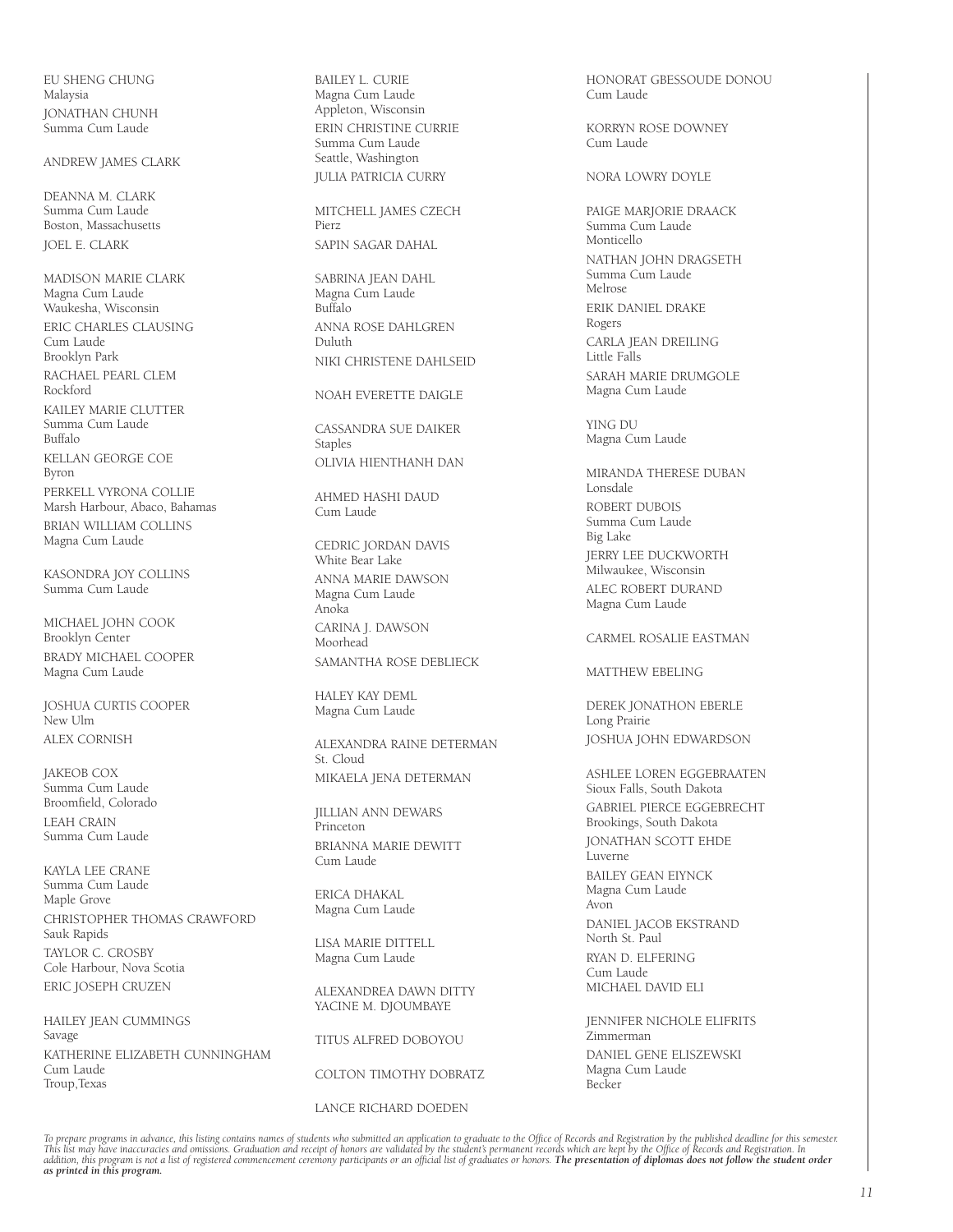EU SHENG CHUNG
Malaysia

JONATHAN CHUNH
Summa Cum Laude

ANDREW JAMES CLARK

DEANNA M. CLARK
Summa Cum Laude
Boston, Massachusetts

JOEL E. CLARK

MADISON MARIE CLARK
Magna Cum Laude
Waukesha, Wisconsin

ERIC CHARLES CLAUSING
Cum Laude
Brooklyn Park

RACHAEL PEARL CLEM
Rockford

KAILEY MARIE CLUTTER
Summa Cum Laude
Buffalo

KELLAN GEORGE COE
Byron

PERKELL VYRONA COLLIE
Marsh Harbour, Abaco, Bahamas

BRIAN WILLIAM COLLINS
Magna Cum Laude

KASONDRA JOY COLLINS
Summa Cum Laude

MICHAEL JOHN COOK
Brooklyn Center

BRADY MICHAEL COOPER
Magna Cum Laude

JOSHUA CURTIS COOPER
New Ulm

ALEX CORNISH

JAKEOB COX
Summa Cum Laude
Broomfield, Colorado

LEAH CRAIN
Summa Cum Laude

KAYLA LEE CRANE
Summa Cum Laude
Maple Grove

CHRISTOPHER THOMAS CRAWFORD
Sauk Rapids

TAYLOR C. CROSBY
Cole Harbour, Nova Scotia

ERIC JOSEPH CRUZEN

HAILEY JEAN CUMMINGS
Savage

KATHERINE ELIZABETH CUNNINGHAM
Cum Laude
Troup,Texas

BAILEY L. CURIE
Magna Cum Laude
Appleton, Wisconsin

ERIN CHRISTINE CURRIE
Summa Cum Laude
Seattle, Washington

JULIA PATRICIA CURRY

MITCHELL JAMES CZECH
Pierz

SAPIN SAGAR DAHAL

SABRINA JEAN DAHL
Magna Cum Laude
Buffalo

ANNA ROSE DAHLGREN
Duluth

NIKI CHRISTENE DAHLSEID

NOAH EVERETTE DAIGLE

CASSANDRA SUE DAIKER
Staples

OLIVIA HIENTHANH DAN

AHMED HASHI DAUD
Cum Laude

CEDRIC JORDAN DAVIS
White Bear Lake

ANNA MARIE DAWSON
Magna Cum Laude
Anoka

CARINA J. DAWSON
Moorhead

SAMANTHA ROSE DEBLIECK

HALEY KAY DEML
Magna Cum Laude

ALEXANDRA RAINE DETERMAN
St. Cloud

MIKAELA JENA DETERMAN

JILLIAN ANN DEWARS
Princeton

BRIANNA MARIE DEWITT
Cum Laude

ERICA DHAKAL
Magna Cum Laude

LISA MARIE DITTELL
Magna Cum Laude

ALEXANDREA DAWN DITTY

YACINE M. DJOUMBAYE

TITUS ALFRED DOBOYOU

COLTON TIMOTHY DOBRATZ

LANCE RICHARD DOEDEN

HONORAT GBESSOUDE DONOU
Cum Laude

KORRYN ROSE DOWNEY
Cum Laude

NORA LOWRY DOYLE

PAIGE MARJORIE DRAACK
Summa Cum Laude
Monticello

NATHAN JOHN DRAGSETH
Summa Cum Laude
Melrose

ERIK DANIEL DRAKE
Rogers

CARLA JEAN DREILING
Little Falls

SARAH MARIE DRUMGOLE
Magna Cum Laude

YING DU
Magna Cum Laude

MIRANDA THERESE DUBAN
Lonsdale

ROBERT DUBOIS
Summa Cum Laude
Big Lake

JERRY LEE DUCKWORTH
Milwaukee, Wisconsin

ALEC ROBERT DURAND
Magna Cum Laude

CARMEL ROSALIE EASTMAN

MATTHEW EBELING

DEREK JONATHON EBERLE
Long Prairie

JOSHUA JOHN EDWARDSON

ASHLEE LOREN EGGEBRAATEN
Sioux Falls, South Dakota

GABRIEL PIERCE EGGEBRECHT
Brookings, South Dakota

JONATHAN SCOTT EHDE
Luverne

BAILEY GEAN EIYNCK
Magna Cum Laude
Avon

DANIEL JACOB EKSTRAND
North St. Paul

RYAN D. ELFERING
Cum Laude

MICHAEL DAVID ELI

JENNIFER NICHOLE ELIFRITS
Zimmerman

DANIEL GENE ELISZEWSKI
Magna Cum Laude
Becker

*To prepare programs in advance, this listing contains names of students who submitted an application to graduate to the Office of Records and Registration by the published deadline for this semester. This list may have inaccuracies and omissions. Graduation and receipt of honors are validated by the student's permanent records which are kept by the Office of Records and Registration. In addition, this program is not a list of registered commencement ceremony participants or an official list of graduates or honors.* ***The presentation of diplomas does not follow the student order as printed in this program.***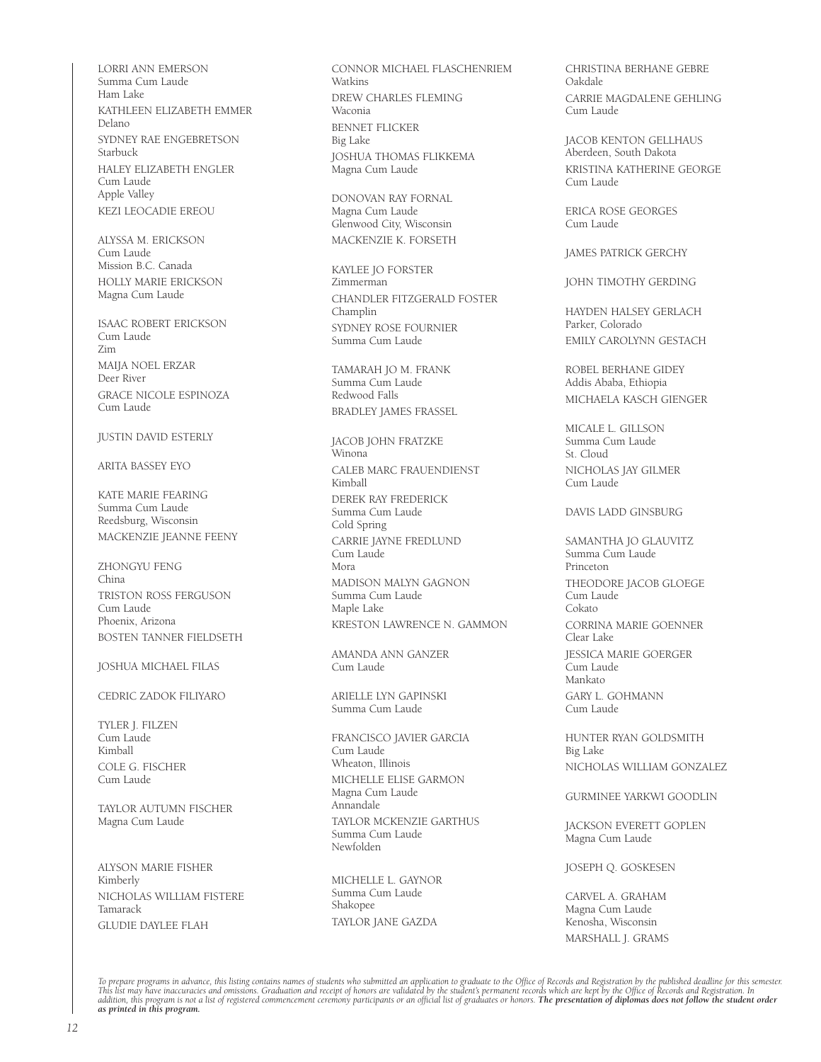LORRI ANN EMERSON
Summa Cum Laude
Ham Lake

KATHLEEN ELIZABETH EMMER
Delano

SYDNEY RAE ENGEBRETSON
Starbuck

HALEY ELIZABETH ENGLER
Cum Laude
Apple Valley

KEZI LEOCADIE EREOU

ALYSSA M. ERICKSON
Cum Laude
Mission B.C. Canada

HOLLY MARIE ERICKSON
Magna Cum Laude

ISAAC ROBERT ERICKSON
Cum Laude
Zim

MAIJA NOEL ERZAR
Deer River

GRACE NICOLE ESPINOZA
Cum Laude

JUSTIN DAVID ESTERLY

ARITA BASSEY EYO

KATE MARIE FEARING
Summa Cum Laude
Reedsburg, Wisconsin

MACKENZIE JEANNE FEENY

ZHONGYU FENG
China

TRISTON ROSS FERGUSON
Cum Laude
Phoenix, Arizona

BOSTEN TANNER FIELDSETH

JOSHUA MICHAEL FILAS

CEDRIC ZADOK FILIYARO

TYLER J. FILZEN
Cum Laude
Kimball

COLE G. FISCHER
Cum Laude

TAYLOR AUTUMN FISCHER
Magna Cum Laude

ALYSON MARIE FISHER
Kimberly

NICHOLAS WILLIAM FISTERE
Tamarack

GLUDIE DAYLEE FLAH

CONNOR MICHAEL FLASCHENRIEM
Watkins

DREW CHARLES FLEMING
Waconia

BENNET FLICKER
Big Lake

JOSHUA THOMAS FLIKKEMA
Magna Cum Laude

DONOVAN RAY FORNAL
Magna Cum Laude
Glenwood City, Wisconsin

MACKENZIE K. FORSETH

KAYLEE JO FORSTER
Zimmerman

CHANDLER FITZGERALD FOSTER
Champlin

SYDNEY ROSE FOURNIER
Summa Cum Laude

TAMARAH JO M. FRANK
Summa Cum Laude
Redwood Falls

BRADLEY JAMES FRASSEL

JACOB JOHN FRATZKE
Winona

CALEB MARC FRAUENDIENST
Kimball

DEREK RAY FREDERICK
Summa Cum Laude
Cold Spring

CARRIE JAYNE FREDLUND
Cum Laude
Mora

MADISON MALYN GAGNON
Summa Cum Laude
Maple Lake

KRESTON LAWRENCE N. GAMMON

AMANDA ANN GANZER
Cum Laude

ARIELLE LYN GAPINSKI
Summa Cum Laude

FRANCISCO JAVIER GARCIA
Cum Laude
Wheaton, Illinois

MICHELLE ELISE GARMON
Magna Cum Laude
Annandale

TAYLOR MCKENZIE GARTHUS
Summa Cum Laude
Newfolden

MICHELLE L. GAYNOR
Summa Cum Laude
Shakopee

TAYLOR JANE GAZDA

CHRISTINA BERHANE GEBRE
Oakdale

CARRIE MAGDALENE GEHLING
Cum Laude

JACOB KENTON GELLHAUS
Aberdeen, South Dakota

KRISTINA KATHERINE GEORGE
Cum Laude

ERICA ROSE GEORGES
Cum Laude

JAMES PATRICK GERCHY

JOHN TIMOTHY GERDING

HAYDEN HALSEY GERLACH
Parker, Colorado

EMILY CAROLYNN GESTACH

ROBEL BERHANE GIDEY
Addis Ababa, Ethiopia

MICHAELA KASCH GIENGER

MICALE L. GILLSON
Summa Cum Laude
St. Cloud

NICHOLAS JAY GILMER
Cum Laude

DAVIS LADD GINSBURG

SAMANTHA JO GLAUVITZ
Summa Cum Laude
Princeton

THEODORE JACOB GLOEGE
Cum Laude
Cokato

CORRINA MARIE GOENNER
Clear Lake

JESSICA MARIE GOERGER
Cum Laude
Mankato

GARY L. GOHMANN
Cum Laude

HUNTER RYAN GOLDSMITH
Big Lake

NICHOLAS WILLIAM GONZALEZ

GURMINEE YARKWI GOODLIN

JACKSON EVERETT GOPLEN
Magna Cum Laude

JOSEPH Q. GOSKESEN

CARVEL A. GRAHAM
Magna Cum Laude
Kenosha, Wisconsin

MARSHALL J. GRAMS

*To prepare programs in advance, this listing contains names of students who submitted an application to graduate to the Office of Records and Registration by the published deadline for this semester. This list may have inaccuracies and omissions. Graduation and receipt of honors are validated by the student's permanent records which are kept by the Office of Records and Registration. In addition, this program is not a list of registered commencement ceremony participants or an official list of graduates or honors.* ***The presentation of diplomas does not follow the student order as printed in this program.***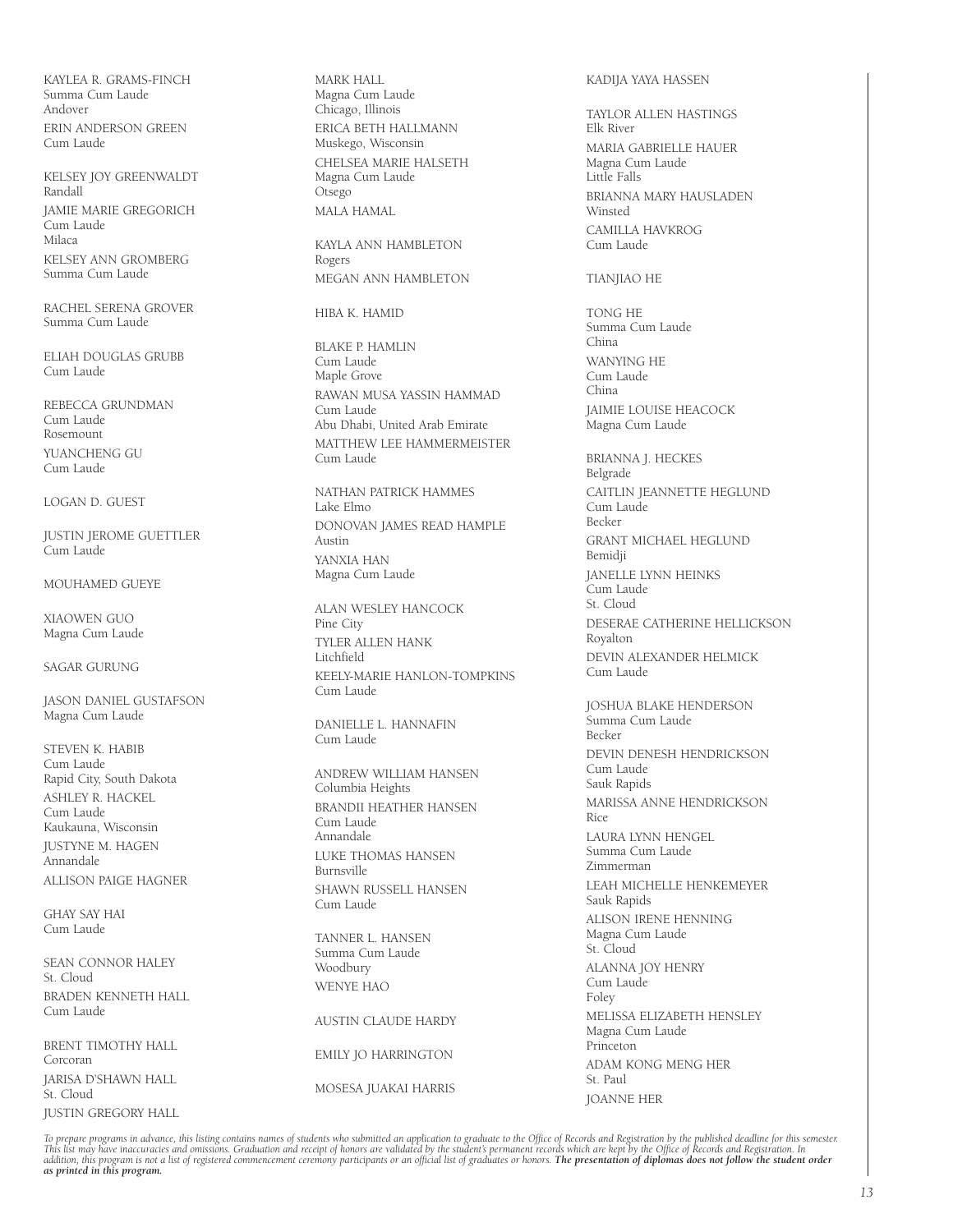KAYLEA R. GRAMS-FINCH
Summa Cum Laude
Andover

ERIN ANDERSON GREEN
Cum Laude

KELSEY JOY GREENWALDT
Randall

JAMIE MARIE GREGORICH
Cum Laude
Milaca

KELSEY ANN GROMBERG
Summa Cum Laude

RACHEL SERENA GROVER
Summa Cum Laude

ELIAH DOUGLAS GRUBB
Cum Laude

REBECCA GRUNDMAN
Cum Laude
Rosemount

YUANCHENG GU
Cum Laude

LOGAN D. GUEST

JUSTIN JEROME GUETTLER
Cum Laude

MOUHAMED GUEYE

XIAOWEN GUO
Magna Cum Laude

SAGAR GURUNG

JASON DANIEL GUSTAFSON
Magna Cum Laude

STEVEN K. HABIB
Cum Laude
Rapid City, South Dakota

ASHLEY R. HACKEL
Cum Laude
Kaukauna, Wisconsin

JUSTYNE M. HAGEN
Annandale

ALLISON PAIGE HAGNER

GHAY SAY HAI
Cum Laude

SEAN CONNOR HALEY
St. Cloud

BRADEN KENNETH HALL
Cum Laude

BRENT TIMOTHY HALL
Corcoran

JARISA D'SHAWN HALL
St. Cloud

JUSTIN GREGORY HALL

MARK HALL
Magna Cum Laude
Chicago, Illinois

ERICA BETH HALLMANN
Muskego, Wisconsin

CHELSEA MARIE HALSETH
Magna Cum Laude
Otsego

MALA HAMAL

KAYLA ANN HAMBLETON
Rogers

MEGAN ANN HAMBLETON

HIBA K. HAMID

BLAKE P. HAMLIN
Cum Laude
Maple Grove

RAWAN MUSA YASSIN HAMMAD
Cum Laude
Abu Dhabi, United Arab Emirate

MATTHEW LEE HAMMERMEISTER
Cum Laude

NATHAN PATRICK HAMMES
Lake Elmo

DONOVAN JAMES READ HAMPLE
Austin

YANXIA HAN
Magna Cum Laude

ALAN WESLEY HANCOCK
Pine City

TYLER ALLEN HANK
Litchfield

KEELY-MARIE HANLON-TOMPKINS
Cum Laude

DANIELLE L. HANNAFIN
Cum Laude

ANDREW WILLIAM HANSEN
Columbia Heights

BRANDII HEATHER HANSEN
Cum Laude
Annandale

LUKE THOMAS HANSEN
Burnsville

SHAWN RUSSELL HANSEN
Cum Laude

TANNER L. HANSEN
Summa Cum Laude
Woodbury

WENYE HAO

AUSTIN CLAUDE HARDY

EMILY JO HARRINGTON

MOSESA JUAKAI HARRIS

KADIJA YAYA HASSEN

TAYLOR ALLEN HASTINGS
Elk River

MARIA GABRIELLE HAUER
Magna Cum Laude
Little Falls

BRIANNA MARY HAUSLADEN
Winsted

CAMILLA HAVKROG
Cum Laude

TIANJIAO HE

TONG HE
Summa Cum Laude
China

WANYING HE
Cum Laude
China

JAIMIE LOUISE HEACOCK
Magna Cum Laude

BRIANNA J. HECKES
Belgrade

CAITLIN JEANNETTE HEGLUND
Cum Laude
Becker

GRANT MICHAEL HEGLUND
Bemidji

JANELLE LYNN HEINKS
Cum Laude
St. Cloud

DESERAE CATHERINE HELLICKSON
Royalton

DEVIN ALEXANDER HELMICK
Cum Laude

JOSHUA BLAKE HENDERSON
Summa Cum Laude
Becker

DEVIN DENESH HENDRICKSON
Cum Laude
Sauk Rapids

MARISSA ANNE HENDRICKSON
Rice

LAURA LYNN HENGEL
Summa Cum Laude
Zimmerman

LEAH MICHELLE HENKEMEYER
Sauk Rapids

ALISON IRENE HENNING
Magna Cum Laude
St. Cloud

ALANNA JOY HENRY
Cum Laude
Foley

MELISSA ELIZABETH HENSLEY
Magna Cum Laude
Princeton

ADAM KONG MENG HER
St. Paul

JOANNE HER

*To prepare programs in advance, this listing contains names of students who submitted an application to graduate to the Office of Records and Registration by the published deadline for this semester. This list may have inaccuracies and omissions. Graduation and receipt of honors are validated by the student's permanent records which are kept by the Office of Records and Registration. In addition, this program is not a list of registered commencement ceremony participants or an official list of graduates or honors.* ***The presentation of diplomas does not follow the student order as printed in this program.***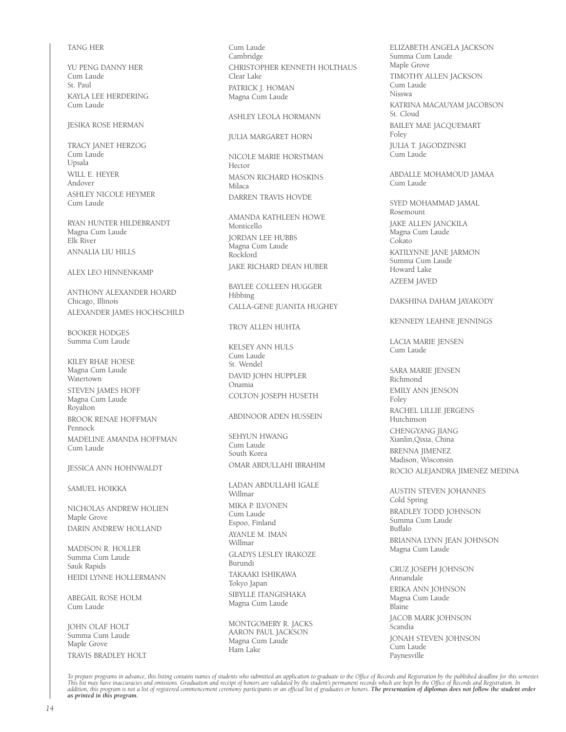TANG HER

YU PENG DANNY HER
Cum Laude
St. Paul

KAYLA LEE HERDERING
Cum Laude

JESIKA ROSE HERMAN

TRACY JANET HERZOG
Cum Laude
Upsala

WILL E. HEYER
Andover

ASHLEY NICOLE HEYMER
Cum Laude

RYAN HUNTER HILDEBRANDT
Magna Cum Laude
Elk River

ANNALIA LIU HILLS

ALEX LEO HINNENKAMP

ANTHONY ALEXANDER HOARD
Chicago, Illinois

ALEXANDER JAMES HOCHSCHILD

BOOKER HODGES
Summa Cum Laude

KILEY RHAE HOESE
Magna Cum Laude
Watertown

STEVEN JAMES HOFF
Magna Cum Laude
Royalton

BROOK RENAE HOFFMAN
Pennock

MADELINE AMANDA HOFFMAN
Cum Laude

JESSICA ANN HOHNWALDT

SAMUEL HOIKKA

NICHOLAS ANDREW HOLIEN
Maple Grove

DARIN ANDREW HOLLAND

MADISON R. HOLLER
Summa Cum Laude
Sauk Rapids

HEIDI LYNNE HOLLERMANN

ABEGAIL ROSE HOLM
Cum Laude

JOHN OLAF HOLT
Summa Cum Laude
Maple Grove

TRAVIS BRADLEY HOLT
Cum Laude
Cambridge

CHRISTOPHER KENNETH HOLTHAUS
Clear Lake

PATRICK J. HOMAN
Magna Cum Laude

ASHLEY LEOLA HORMANN

JULIA MARGARET HORN

NICOLE MARIE HORSTMAN
Hector

MASON RICHARD HOSKINS
Milaca

DARREN TRAVIS HOVDE

AMANDA KATHLEEN HOWE
Monticello

JORDAN LEE HUBBS
Magna Cum Laude
Rockford

JAKE RICHARD DEAN HUBER

BAYLEE COLLEEN HUGGER
Hibbing

CALLA-GENE JUANITA HUGHEY

TROY ALLEN HUHTA

KELSEY ANN HULS
Cum Laude
St. Wendel

DAVID JOHN HUPPLER
Onamia

COLTON JOSEPH HUSETH

ABDINOOR ADEN HUSSEIN

SEHYUN HWANG
Cum Laude
South Korea

OMAR ABDULLAHI IBRAHIM

LADAN ABDULLAHI IGALE
Willmar

MIKA P. ILVONEN
Cum Laude
Espoo, Finland

AYANLE M. IMAN
Willmar

GLADYS LESLEY IRAKOZE
Burundi

TAKAAKI ISHIKAWA
Tokyo Japan

SIBYLLE ITANGISHAKA
Magna Cum Laude

MONTGOMERY R. JACKS

AARON PAUL JACKSON
Magna Cum Laude
Ham Lake

ELIZABETH ANGELA JACKSON
Summa Cum Laude
Maple Grove

TIMOTHY ALLEN JACKSON
Cum Laude
Nisswa

KATRINA MACAUYAM JACOBSON
St. Cloud

BAILEY MAE JACQUEMART
Foley

JULIA T. JAGODZINSKI
Cum Laude

ABDALLE MOHAMOUD JAMAA
Cum Laude

SYED MOHAMMAD JAMAL
Rosemount

JAKE ALLEN JANCKILA
Magna Cum Laude
Cokato

KATILYNNE JANE JARMON
Summa Cum Laude
Howard Lake

AZEEM JAVED

DAKSHINA DAHAM JAYAKODY

KENNEDY LEAHNE JENNINGS

LACIA MARIE JENSEN
Cum Laude

SARA MARIE JENSEN
Richmond

EMILY ANN JENSON
Foley

RACHEL LILLIE JERGENS
Hutchinson

CHENGYANG JIANG
Xianlin,Qixia, China

BRENNA JIMENEZ
Madison, Wisconsin

ROCIO ALEJANDRA JIMENEZ MEDINA

AUSTIN STEVEN JOHANNES
Cold Spring

BRADLEY TODD JOHNSON
Summa Cum Laude
Buffalo

BRIANNA LYNN JEAN JOHNSON
Magna Cum Laude

CRUZ JOSEPH JOHNSON
Annandale

ERIKA ANN JOHNSON
Magna Cum Laude
Blaine

JACOB MARK JOHNSON
Scandia

JONAH STEVEN JOHNSON
Cum Laude
Paynesville

*To prepare programs in advance, this listing contains names of students who submitted an application to graduate to the Office of Records and Registration by the published deadline for this semester. This list may have inaccuracies and omissions. Graduation and receipt of honors are validated by the student's permanent records which are kept by the Office of Records and Registration. In addition, this program is not a list of registered commencement ceremony participants or an official list of graduates or honors.* ***The presentation of diplomas does not follow the student order as printed in this program.***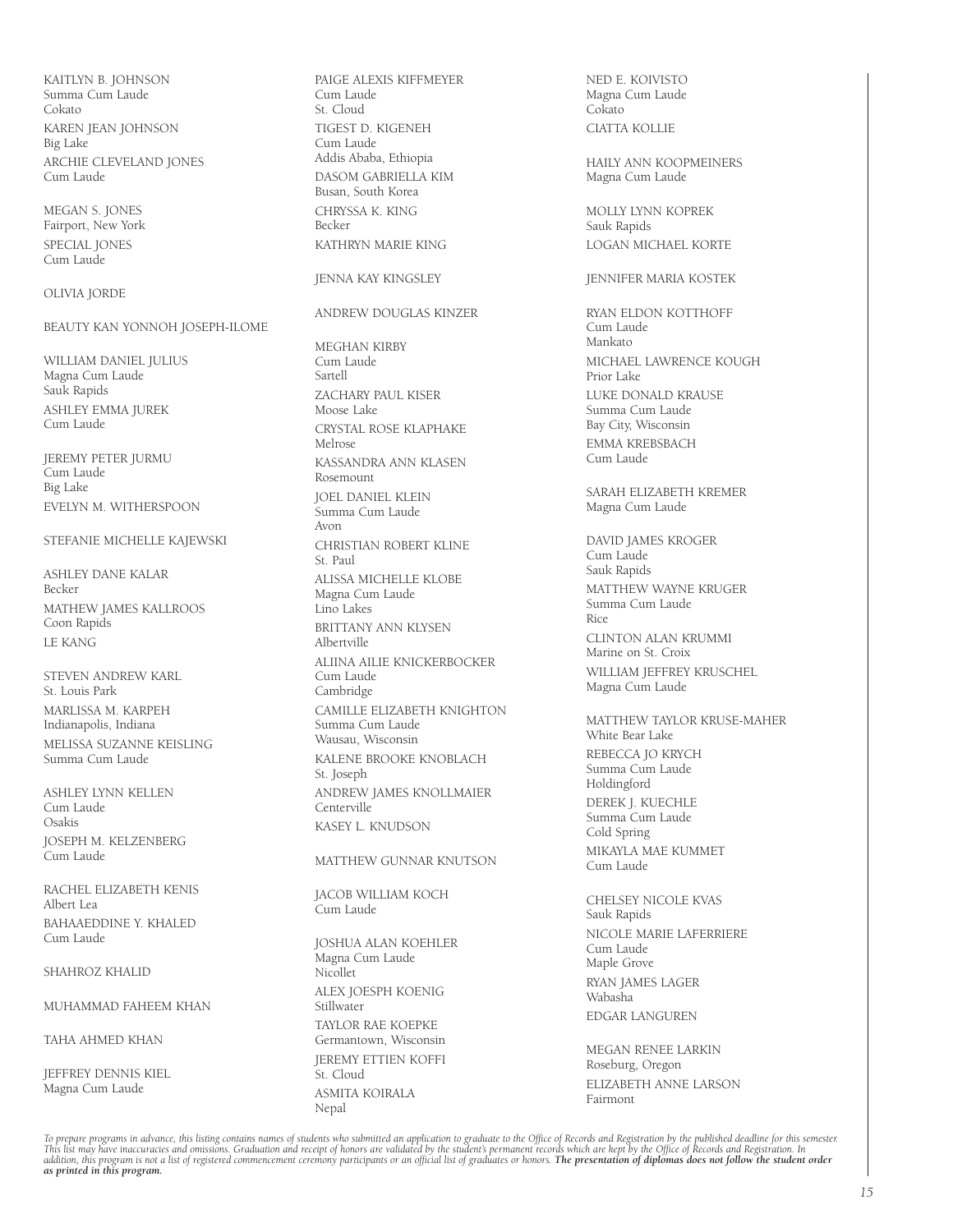KAITLYN B. JOHNSON
Summa Cum Laude
Cokato

KAREN JEAN JOHNSON
Big Lake

ARCHIE CLEVELAND JONES
Cum Laude

MEGAN S. JONES
Fairport, New York

SPECIAL JONES
Cum Laude

OLIVIA JORDE

BEAUTY KAN YONNOH JOSEPH-ILOME

WILLIAM DANIEL JULIUS
Magna Cum Laude
Sauk Rapids

ASHLEY EMMA JUREK
Cum Laude

JEREMY PETER JURMU
Cum Laude
Big Lake

EVELYN M. WITHERSPOON

STEFANIE MICHELLE KAJEWSKI

ASHLEY DANE KALAR
Becker

MATHEW JAMES KALLROOS
Coon Rapids

LE KANG

STEVEN ANDREW KARL
St. Louis Park

MARLISSA M. KARPEH
Indianapolis, Indiana

MELISSA SUZANNE KEISLING
Summa Cum Laude

ASHLEY LYNN KELLEN
Cum Laude
Osakis

JOSEPH M. KELZENBERG
Cum Laude

RACHEL ELIZABETH KENIS
Albert Lea

BAHAAEDDINE Y. KHALED
Cum Laude

SHAHROZ KHALID

MUHAMMAD FAHEEM KHAN

TAHA AHMED KHAN

JEFFREY DENNIS KIEL
Magna Cum Laude

PAIGE ALEXIS KIFFMEYER
Cum Laude
St. Cloud

TIGEST D. KIGENEH
Cum Laude
Addis Ababa, Ethiopia

DASOM GABRIELLA KIM
Busan, South Korea

CHRYSSA K. KING
Becker

KATHRYN MARIE KING

JENNA KAY KINGSLEY

ANDREW DOUGLAS KINZER

MEGHAN KIRBY
Cum Laude
Sartell

ZACHARY PAUL KISER
Moose Lake

CRYSTAL ROSE KLAPHAKE
Melrose

KASSANDRA ANN KLASEN
Rosemount

JOEL DANIEL KLEIN
Summa Cum Laude
Avon

CHRISTIAN ROBERT KLINE
St. Paul

ALISSA MICHELLE KLOBE
Magna Cum Laude
Lino Lakes

BRITTANY ANN KLYSEN
Albertville

ALIINA AILIE KNICKERBOCKER
Cum Laude
Cambridge

CAMILLE ELIZABETH KNIGHTON
Summa Cum Laude
Wausau, Wisconsin

KALENE BROOKE KNOBLACH
St. Joseph

ANDREW JAMES KNOLLMAIER
Centerville

KASEY L. KNUDSON

MATTHEW GUNNAR KNUTSON

JACOB WILLIAM KOCH
Cum Laude

JOSHUA ALAN KOEHLER
Magna Cum Laude
Nicollet

ALEX JOESPH KOENIG
Stillwater

TAYLOR RAE KOEPKE
Germantown, Wisconsin

JEREMY ETTIEN KOFFI
St. Cloud

ASMITA KOIRALA
Nepal

NED E. KOIVISTO
Magna Cum Laude
Cokato

CIATTA KOLLIE

HAILY ANN KOOPMEINERS
Magna Cum Laude

MOLLY LYNN KOPREK
Sauk Rapids

LOGAN MICHAEL KORTE

JENNIFER MARIA KOSTEK

RYAN ELDON KOTTHOFF
Cum Laude
Mankato

MICHAEL LAWRENCE KOUGH
Prior Lake

LUKE DONALD KRAUSE
Summa Cum Laude
Bay City, Wisconsin

EMMA KREBSBACH
Cum Laude

SARAH ELIZABETH KREMER
Magna Cum Laude

DAVID JAMES KROGER
Cum Laude
Sauk Rapids

MATTHEW WAYNE KRUGER
Summa Cum Laude
Rice

CLINTON ALAN KRUMMI
Marine on St. Croix

WILLIAM JEFFREY KRUSCHEL
Magna Cum Laude

MATTHEW TAYLOR KRUSE-MAHER
White Bear Lake

REBECCA JO KRYCH
Summa Cum Laude
Holdingford

DEREK J. KUECHLE
Summa Cum Laude
Cold Spring

MIKAYLA MAE KUMMET
Cum Laude

CHELSEY NICOLE KVAS
Sauk Rapids

NICOLE MARIE LAFERRIERE
Cum Laude
Maple Grove

RYAN JAMES LAGER
Wabasha

EDGAR LANGUREN

MEGAN RENEE LARKIN
Roseburg, Oregon

ELIZABETH ANNE LARSON
Fairmont

*To prepare programs in advance, this listing contains names of students who submitted an application to graduate to the Office of Records and Registration by the published deadline for this semester. This list may have inaccuracies and omissions. Graduation and receipt of honors are validated by the student's permanent records which are kept by the Office of Records and Registration. In addition, this program is not a list of registered commencement ceremony participants or an official list of graduates or honors.* ***The presentation of diplomas does not follow the student order as printed in this program.***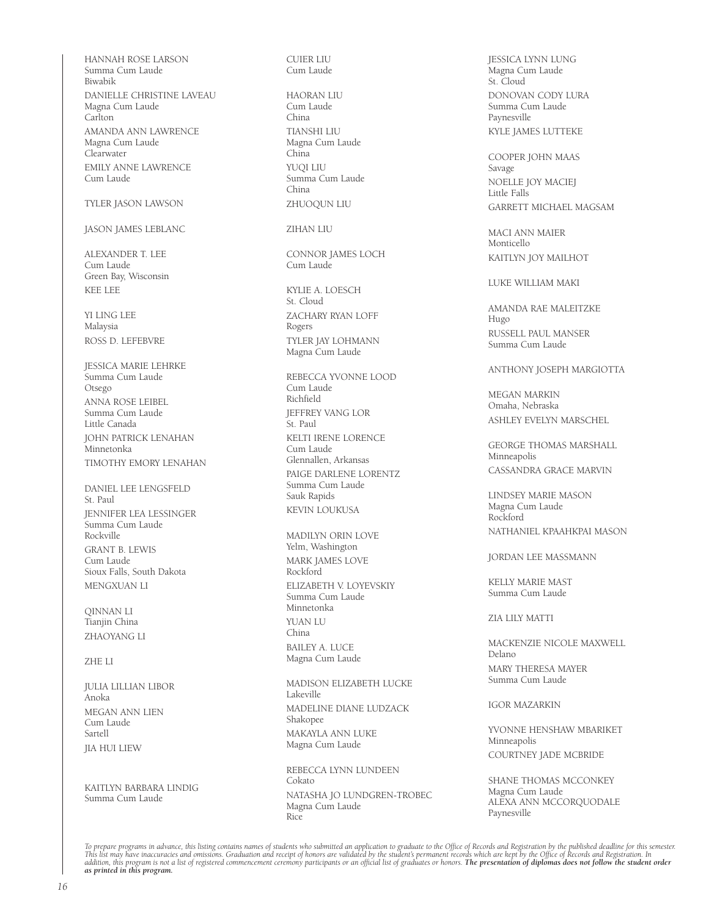HANNAH ROSE LARSON
Summa Cum Laude
Biwabik

DANIELLE CHRISTINE LAVEAU
Magna Cum Laude
Carlton

AMANDA ANN LAWRENCE
Magna Cum Laude
Clearwater

EMILY ANNE LAWRENCE
Cum Laude

TYLER JASON LAWSON

JASON JAMES LEBLANC

ALEXANDER T. LEE
Cum Laude
Green Bay, Wisconsin

KEE LEE

YI LING LEE
Malaysia

ROSS D. LEFEBVRE

JESSICA MARIE LEHRKE
Summa Cum Laude
Otsego

ANNA ROSE LEIBEL
Summa Cum Laude
Little Canada

JOHN PATRICK LENAHAN
Minnetonka

TIMOTHY EMORY LENAHAN

DANIEL LEE LENGSFELD
St. Paul

JENNIFER LEA LESSINGER
Summa Cum Laude
Rockville

GRANT B. LEWIS
Cum Laude
Sioux Falls, South Dakota

MENGXUAN LI

QINNAN LI
Tianjin China

ZHAOYANG LI

ZHE LI

JULIA LILLIAN LIBOR
Anoka

MEGAN ANN LIEN
Cum Laude
Sartell

JIA HUI LIEW

KAITLYN BARBARA LINDIG
Summa Cum Laude

CUIER LIU
Cum Laude

HAORAN LIU
Cum Laude
China

TIANSHI LIU
Magna Cum Laude
China

YUQI LIU
Summa Cum Laude
China

ZHUOQUN LIU

ZIHAN LIU

CONNOR JAMES LOCH
Cum Laude

KYLIE A. LOESCH
St. Cloud

ZACHARY RYAN LOFF
Rogers

TYLER JAY LOHMANN
Magna Cum Laude

REBECCA YVONNE LOOD
Cum Laude
Richfield

JEFFREY VANG LOR
St. Paul

KELTI IRENE LORENCE
Cum Laude
Glennallen, Arkansas

PAIGE DARLENE LORENTZ
Summa Cum Laude
Sauk Rapids

KEVIN LOUKUSA

MADILYN ORIN LOVE
Yelm, Washington

MARK JAMES LOVE
Rockford

ELIZABETH V. LOYEVSKIY
Summa Cum Laude
Minnetonka

YUAN LU
China

BAILEY A. LUCE
Magna Cum Laude

MADISON ELIZABETH LUCKE
Lakeville

MADELINE DIANE LUDZACK
Shakopee

MAKAYLA ANN LUKE
Magna Cum Laude

REBECCA LYNN LUNDEEN
Cokato

NATASHA JO LUNDGREN-TROBEC
Magna Cum Laude
Rice

JESSICA LYNN LUNG
Magna Cum Laude
St. Cloud

DONOVAN CODY LURA
Summa Cum Laude
Paynesville

KYLE JAMES LUTTEKE

COOPER JOHN MAAS
Savage

NOELLE JOY MACIEJ
Little Falls

GARRETT MICHAEL MAGSAM

MACI ANN MAIER
Monticello

KAITLYN JOY MAILHOT

LUKE WILLIAM MAKI

AMANDA RAE MALEITZKE
Hugo

RUSSELL PAUL MANSER
Summa Cum Laude

ANTHONY JOSEPH MARGIOTTA

MEGAN MARKIN
Omaha, Nebraska

ASHLEY EVELYN MARSCHEL

GEORGE THOMAS MARSHALL
Minneapolis

CASSANDRA GRACE MARVIN

LINDSEY MARIE MASON
Magna Cum Laude
Rockford

NATHANIEL KPAAHKPAI MASON

JORDAN LEE MASSMANN

KELLY MARIE MAST
Summa Cum Laude

ZIA LILY MATTI

MACKENZIE NICOLE MAXWELL
Delano

MARY THERESA MAYER
Summa Cum Laude

IGOR MAZARKIN

YVONNE HENSHAW MBARIKET
Minneapolis

COURTNEY JADE MCBRIDE

SHANE THOMAS MCCONKEY
Magna Cum Laude

ALEXA ANN MCCORQUODALE
Paynesville

*To prepare programs in advance, this listing contains names of students who submitted an application to graduate to the Office of Records and Registration by the published deadline for this semester. This list may have inaccuracies and omissions. Graduation and receipt of honors are validated by the student's permanent records which are kept by the Office of Records and Registration. In addition, this program is not a list of registered commencement ceremony participants or an official list of graduates or honors.* ***The presentation of diplomas does not follow the student order as printed in this program.***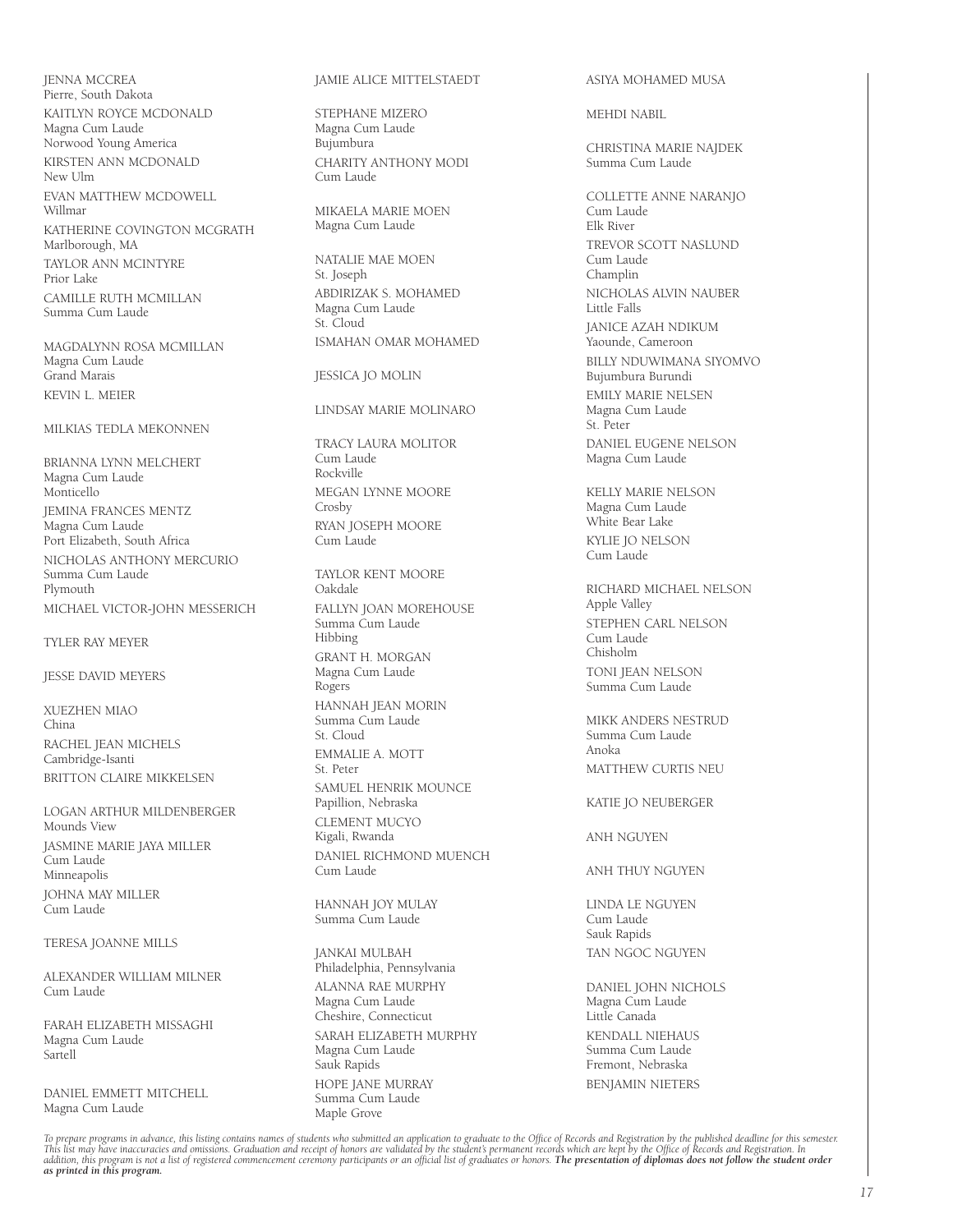JENNA MCCREA
Pierre, South Dakota

KAITLYN ROYCE MCDONALD
Magna Cum Laude
Norwood Young America

KIRSTEN ANN MCDONALD
New Ulm

EVAN MATTHEW MCDOWELL
Willmar

KATHERINE COVINGTON MCGRATH
Marlborough, MA

TAYLOR ANN MCINTYRE
Prior Lake

CAMILLE RUTH MCMILLAN
Summa Cum Laude

MAGDALYNN ROSA MCMILLAN
Magna Cum Laude
Grand Marais

KEVIN L. MEIER

MILKIAS TEDLA MEKONNEN

BRIANNA LYNN MELCHERT
Magna Cum Laude
Monticello

JEMINA FRANCES MENTZ
Magna Cum Laude
Port Elizabeth, South Africa

NICHOLAS ANTHONY MERCURIO
Summa Cum Laude
Plymouth

MICHAEL VICTOR-JOHN MESSERICH

TYLER RAY MEYER

JESSE DAVID MEYERS

XUEZHEN MIAO
China

RACHEL JEAN MICHELS
Cambridge-Isanti

BRITTON CLAIRE MIKKELSEN

LOGAN ARTHUR MILDENBERGER
Mounds View

JASMINE MARIE JAYA MILLER
Cum Laude
Minneapolis

JOHNA MAY MILLER
Cum Laude

TERESA JOANNE MILLS

ALEXANDER WILLIAM MILNER
Cum Laude

FARAH ELIZABETH MISSAGHI
Magna Cum Laude
Sartell

DANIEL EMMETT MITCHELL
Magna Cum Laude

JAMIE ALICE MITTELSTAEDT

STEPHANE MIZERO
Magna Cum Laude
Bujumbura

CHARITY ANTHONY MODI
Cum Laude

MIKAELA MARIE MOEN
Magna Cum Laude

NATALIE MAE MOEN
St. Joseph

ABDIRIZAK S. MOHAMED
Magna Cum Laude
St. Cloud

ISMAHAN OMAR MOHAMED

JESSICA JO MOLIN

LINDSAY MARIE MOLINARO

TRACY LAURA MOLITOR
Cum Laude
Rockville

MEGAN LYNNE MOORE
Crosby

RYAN JOSEPH MOORE
Cum Laude

TAYLOR KENT MOORE
Oakdale

FALLYN JOAN MOREHOUSE
Summa Cum Laude
Hibbing

GRANT H. MORGAN
Magna Cum Laude
Rogers

HANNAH JEAN MORIN
Summa Cum Laude
St. Cloud

EMMALIE A. MOTT
St. Peter

SAMUEL HENRIK MOUNCE
Papillion, Nebraska

CLEMENT MUCYO
Kigali, Rwanda

DANIEL RICHMOND MUENCH
Cum Laude

HANNAH JOY MULAY
Summa Cum Laude

JANKAI MULBAH
Philadelphia, Pennsylvania

ALANNA RAE MURPHY
Magna Cum Laude
Cheshire, Connecticut

SARAH ELIZABETH MURPHY
Magna Cum Laude
Sauk Rapids

HOPE JANE MURRAY
Summa Cum Laude
Maple Grove

ASIYA MOHAMED MUSA

MEHDI NABIL

CHRISTINA MARIE NAJDEK
Summa Cum Laude

COLLETTE ANNE NARANJO
Cum Laude
Elk River

TREVOR SCOTT NASLUND
Cum Laude
Champlin

NICHOLAS ALVIN NAUBER
Little Falls

JANICE AZAH NDIKUM
Yaounde, Cameroon

BILLY NDUWIMANA SIYOMVO
Bujumbura Burundi

EMILY MARIE NELSEN
Magna Cum Laude
St. Peter

DANIEL EUGENE NELSON
Magna Cum Laude

KELLY MARIE NELSON
Magna Cum Laude
White Bear Lake

KYLIE JO NELSON
Cum Laude

RICHARD MICHAEL NELSON
Apple Valley

STEPHEN CARL NELSON
Cum Laude
Chisholm

TONI JEAN NELSON
Summa Cum Laude

MIKK ANDERS NESTRUD
Summa Cum Laude
Anoka

MATTHEW CURTIS NEU

KATIE JO NEUBERGER

ANH NGUYEN

ANH THUY NGUYEN

LINDA LE NGUYEN
Cum Laude
Sauk Rapids

TAN NGOC NGUYEN

DANIEL JOHN NICHOLS
Magna Cum Laude
Little Canada

KENDALL NIEHAUS
Summa Cum Laude
Fremont, Nebraska

BENJAMIN NIETERS

*To prepare programs in advance, this listing contains names of students who submitted an application to graduate to the Office of Records and Registration by the published deadline for this semester. This list may have inaccuracies and omissions. Graduation and receipt of honors are validated by the student's permanent records which are kept by the Office of Records and Registration. In addition, this program is not a list of registered commencement ceremony participants or an official list of graduates or honors.* ***The presentation of diplomas does not follow the student order as printed in this program.***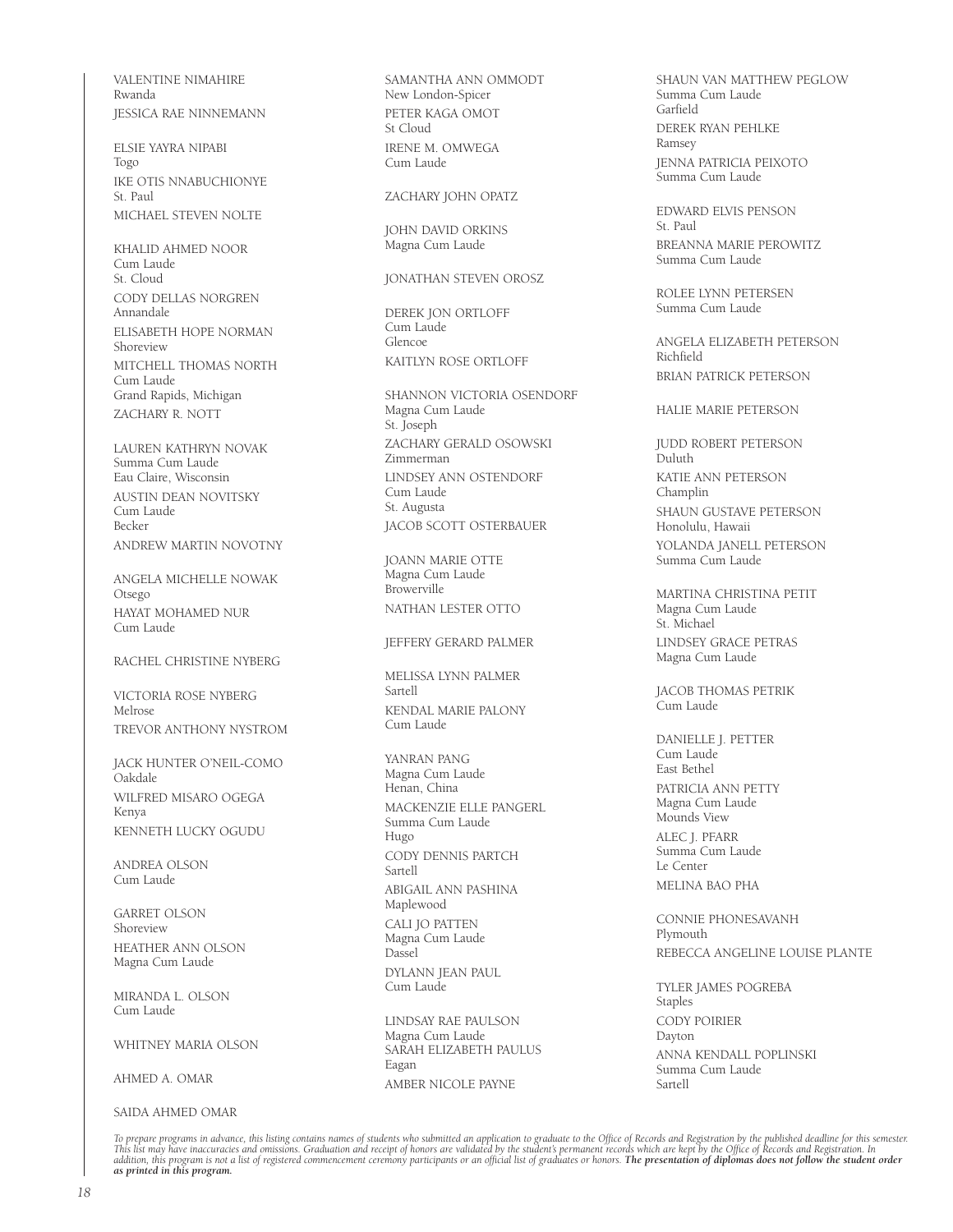VALENTINE NIMAHIRE
Rwanda

JESSICA RAE NINNEMANN

ELSIE YAYRA NIPABI
Togo

IKE OTIS NNABUCHIONYE
St. Paul

MICHAEL STEVEN NOLTE

KHALID AHMED NOOR
Cum Laude
St. Cloud

CODY DELLAS NORGREN
Annandale

ELISABETH HOPE NORMAN
Shoreview

MITCHELL THOMAS NORTH
Cum Laude
Grand Rapids, Michigan

ZACHARY R. NOTT

LAUREN KATHRYN NOVAK
Summa Cum Laude
Eau Claire, Wisconsin

AUSTIN DEAN NOVITSKY
Cum Laude
Becker

ANDREW MARTIN NOVOTNY

ANGELA MICHELLE NOWAK
Otsego

HAYAT MOHAMED NUR
Cum Laude

RACHEL CHRISTINE NYBERG

VICTORIA ROSE NYBERG
Melrose

TREVOR ANTHONY NYSTROM

JACK HUNTER O'NEIL-COMO
Oakdale

WILFRED MISARO OGEGA
Kenya

KENNETH LUCKY OGUDU

ANDREA OLSON
Cum Laude

GARRET OLSON
Shoreview

HEATHER ANN OLSON
Magna Cum Laude

MIRANDA L. OLSON
Cum Laude

WHITNEY MARIA OLSON

AHMED A. OMAR

SAIDA AHMED OMAR

SAMANTHA ANN OMMODT
New London-Spicer

PETER KAGA OMOT
St Cloud

IRENE M. OMWEGA
Cum Laude

ZACHARY JOHN OPATZ

JOHN DAVID ORKINS
Magna Cum Laude

JONATHAN STEVEN OROSZ

DEREK JON ORTLOFF
Cum Laude
Glencoe

KAITLYN ROSE ORTLOFF

SHANNON VICTORIA OSENDORF
Magna Cum Laude
St. Joseph

ZACHARY GERALD OSOWSKI
Zimmerman

LINDSEY ANN OSTENDORF
Cum Laude
St. Augusta

JACOB SCOTT OSTERBAUER

JOANN MARIE OTTE
Magna Cum Laude
Browerville

NATHAN LESTER OTTO

JEFFERY GERARD PALMER

MELISSA LYNN PALMER
Sartell

KENDAL MARIE PALONY
Cum Laude

YANRAN PANG
Magna Cum Laude
Henan, China

MACKENZIE ELLE PANGERL
Summa Cum Laude
Hugo

CODY DENNIS PARTCH
Sartell

ABIGAIL ANN PASHINA
Maplewood

CALI JO PATTEN
Magna Cum Laude
Dassel

DYLANN JEAN PAUL
Cum Laude

LINDSAY RAE PAULSON
Magna Cum Laude

SARAH ELIZABETH PAULUS
Eagan

AMBER NICOLE PAYNE

SHAUN VAN MATTHEW PEGLOW
Summa Cum Laude
Garfield

DEREK RYAN PEHLKE
Ramsey

JENNA PATRICIA PEIXOTO
Summa Cum Laude

EDWARD ELVIS PENSON
St. Paul

BREANNA MARIE PEROWITZ
Summa Cum Laude

ROLEE LYNN PETERSEN
Summa Cum Laude

ANGELA ELIZABETH PETERSON
Richfield

BRIAN PATRICK PETERSON

HALIE MARIE PETERSON

JUDD ROBERT PETERSON
Duluth

KATIE ANN PETERSON
Champlin

SHAUN GUSTAVE PETERSON
Honolulu, Hawaii

YOLANDA JANELL PETERSON
Summa Cum Laude

MARTINA CHRISTINA PETIT
Magna Cum Laude
St. Michael

LINDSEY GRACE PETRAS
Magna Cum Laude

JACOB THOMAS PETRIK
Cum Laude

DANIELLE J. PETTER
Cum Laude
East Bethel

PATRICIA ANN PETTY
Magna Cum Laude
Mounds View

ALEC J. PFARR
Summa Cum Laude
Le Center

MELINA BAO PHA

CONNIE PHONESAVANH
Plymouth

REBECCA ANGELINE LOUISE PLANTE

TYLER JAMES POGREBA
Staples

CODY POIRIER
Dayton

ANNA KENDALL POPLINSKI
Summa Cum Laude
Sartell

*To prepare programs in advance, this listing contains names of students who submitted an application to graduate to the Office of Records and Registration by the published deadline for this semester. This list may have inaccuracies and omissions. Graduation and receipt of honors are validated by the student's permanent records which are kept by the Office of Records and Registration. In addition, this program is not a list of registered commencement ceremony participants or an official list of graduates or honors.* ***The presentation of diplomas does not follow the student order as printed in this program.***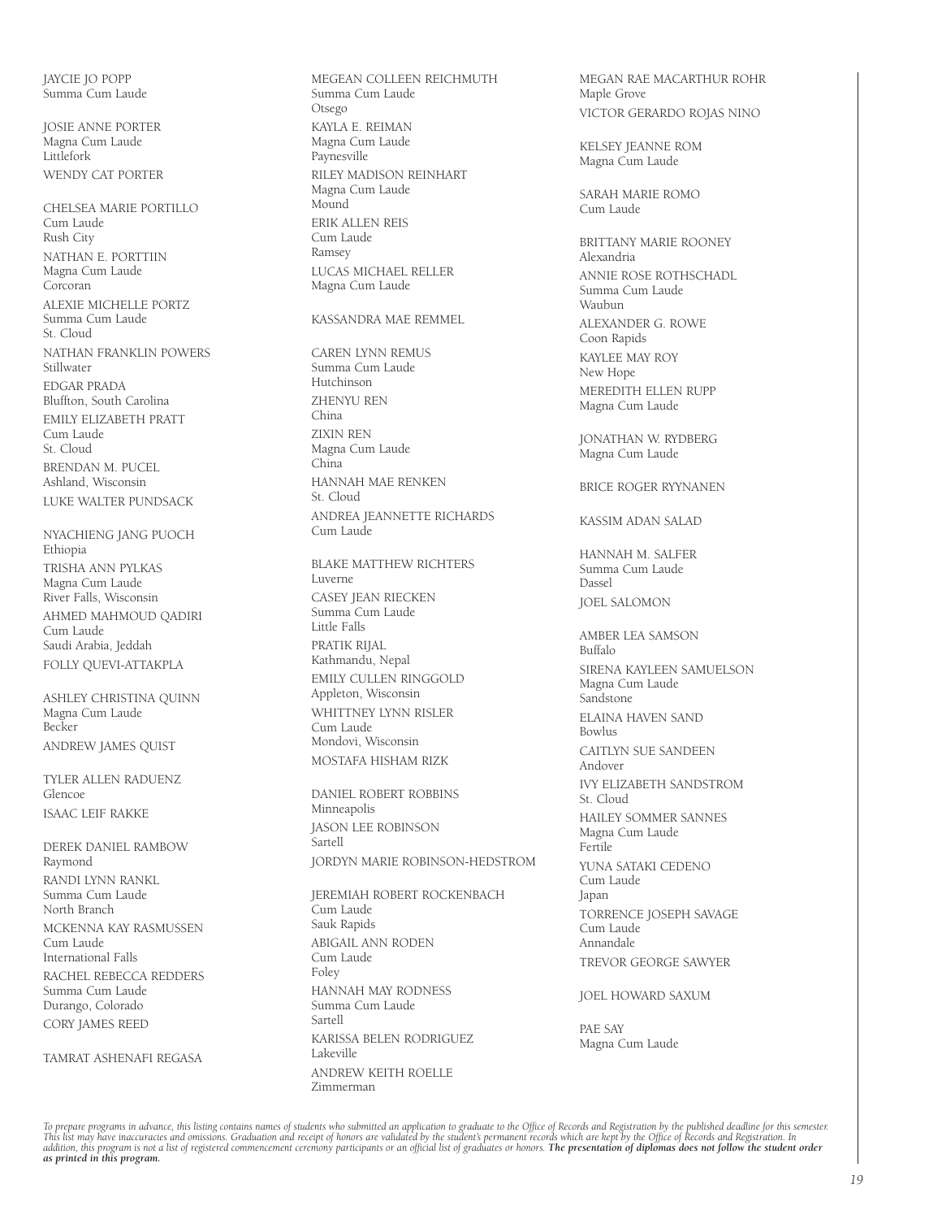JAYCIE JO POPP
Summa Cum Laude

JOSIE ANNE PORTER
Magna Cum Laude
Littlefork

WENDY CAT PORTER

CHELSEA MARIE PORTILLO
Cum Laude
Rush City

NATHAN E. PORTTIIN
Magna Cum Laude
Corcoran

ALEXIE MICHELLE PORTZ
Summa Cum Laude
St. Cloud

NATHAN FRANKLIN POWERS
Stillwater

EDGAR PRADA
Bluffton, South Carolina

EMILY ELIZABETH PRATT
Cum Laude
St. Cloud

BRENDAN M. PUCEL
Ashland, Wisconsin

LUKE WALTER PUNDSACK

NYACHIENG JANG PUOCH
Ethiopia

TRISHA ANN PYLKAS
Magna Cum Laude
River Falls, Wisconsin

AHMED MAHMOUD QADIRI
Cum Laude
Saudi Arabia, Jeddah

FOLLY QUEVI-ATTAKPLA

ASHLEY CHRISTINA QUINN
Magna Cum Laude
Becker

ANDREW JAMES QUIST

TYLER ALLEN RADUENZ
Glencoe

ISAAC LEIF RAKKE

DEREK DANIEL RAMBOW
Raymond

RANDI LYNN RANKL
Summa Cum Laude
North Branch

MCKENNA KAY RASMUSSEN
Cum Laude
International Falls

RACHEL REBECCA REDDERS
Summa Cum Laude
Durango, Colorado

CORY JAMES REED

TAMRAT ASHENAFI REGASA

MEGEAN COLLEEN REICHMUTH
Summa Cum Laude
Otsego

KAYLA E. REIMAN
Magna Cum Laude
Paynesville

RILEY MADISON REINHART
Magna Cum Laude
Mound

ERIK ALLEN REIS
Cum Laude
Ramsey

LUCAS MICHAEL RELLER
Magna Cum Laude

KASSANDRA MAE REMMEL

CAREN LYNN REMUS
Summa Cum Laude
Hutchinson

ZHENYU REN
China

ZIXIN REN
Magna Cum Laude
China

HANNAH MAE RENKEN
St. Cloud

ANDREA JEANNETTE RICHARDS
Cum Laude

BLAKE MATTHEW RICHTERS
Luverne

CASEY JEAN RIECKEN
Summa Cum Laude
Little Falls

PRATIK RIJAL
Kathmandu, Nepal

EMILY CULLEN RINGGOLD
Appleton, Wisconsin

WHITTNEY LYNN RISLER
Cum Laude
Mondovi, Wisconsin

MOSTAFA HISHAM RIZK

DANIEL ROBERT ROBBINS
Minneapolis

JASON LEE ROBINSON
Sartell

JORDYN MARIE ROBINSON-HEDSTROM

JEREMIAH ROBERT ROCKENBACH
Cum Laude
Sauk Rapids

ABIGAIL ANN RODEN
Cum Laude
Foley

HANNAH MAY RODNESS
Summa Cum Laude
Sartell

KARISSA BELEN RODRIGUEZ
Lakeville

ANDREW KEITH ROELLE
Zimmerman

MEGAN RAE MACARTHUR ROHR
Maple Grove

VICTOR GERARDO ROJAS NINO

KELSEY JEANNE ROM
Magna Cum Laude

SARAH MARIE ROMO
Cum Laude

BRITTANY MARIE ROONEY
Alexandria

ANNIE ROSE ROTHSCHADL
Summa Cum Laude
Waubun

ALEXANDER G. ROWE
Coon Rapids

KAYLEE MAY ROY
New Hope

MEREDITH ELLEN RUPP
Magna Cum Laude

JONATHAN W. RYDBERG
Magna Cum Laude

BRICE ROGER RYYNANEN

KASSIM ADAN SALAD

HANNAH M. SALFER
Summa Cum Laude
Dassel

JOEL SALOMON

AMBER LEA SAMSON
Buffalo

SIRENA KAYLEEN SAMUELSON
Magna Cum Laude
Sandstone

ELAINA HAVEN SAND
Bowlus

CAITLYN SUE SANDEEN
Andover

IVY ELIZABETH SANDSTROM
St. Cloud

HAILEY SOMMER SANNES
Magna Cum Laude
Fertile

YUNA SATAKI CEDENO
Cum Laude
Japan

TORRENCE JOSEPH SAVAGE
Cum Laude
Annandale

TREVOR GEORGE SAWYER

JOEL HOWARD SAXUM

PAE SAY
Magna Cum Laude

*To prepare programs in advance, this listing contains names of students who submitted an application to graduate to the Office of Records and Registration by the published deadline for this semester. This list may have inaccuracies and omissions. Graduation and receipt of honors are validated by the student's permanent records which are kept by the Office of Records and Registration. In addition, this program is not a list of registered commencement ceremony participants or an official list of graduates or honors.* ***The presentation of diplomas does not follow the student order as printed in this program.***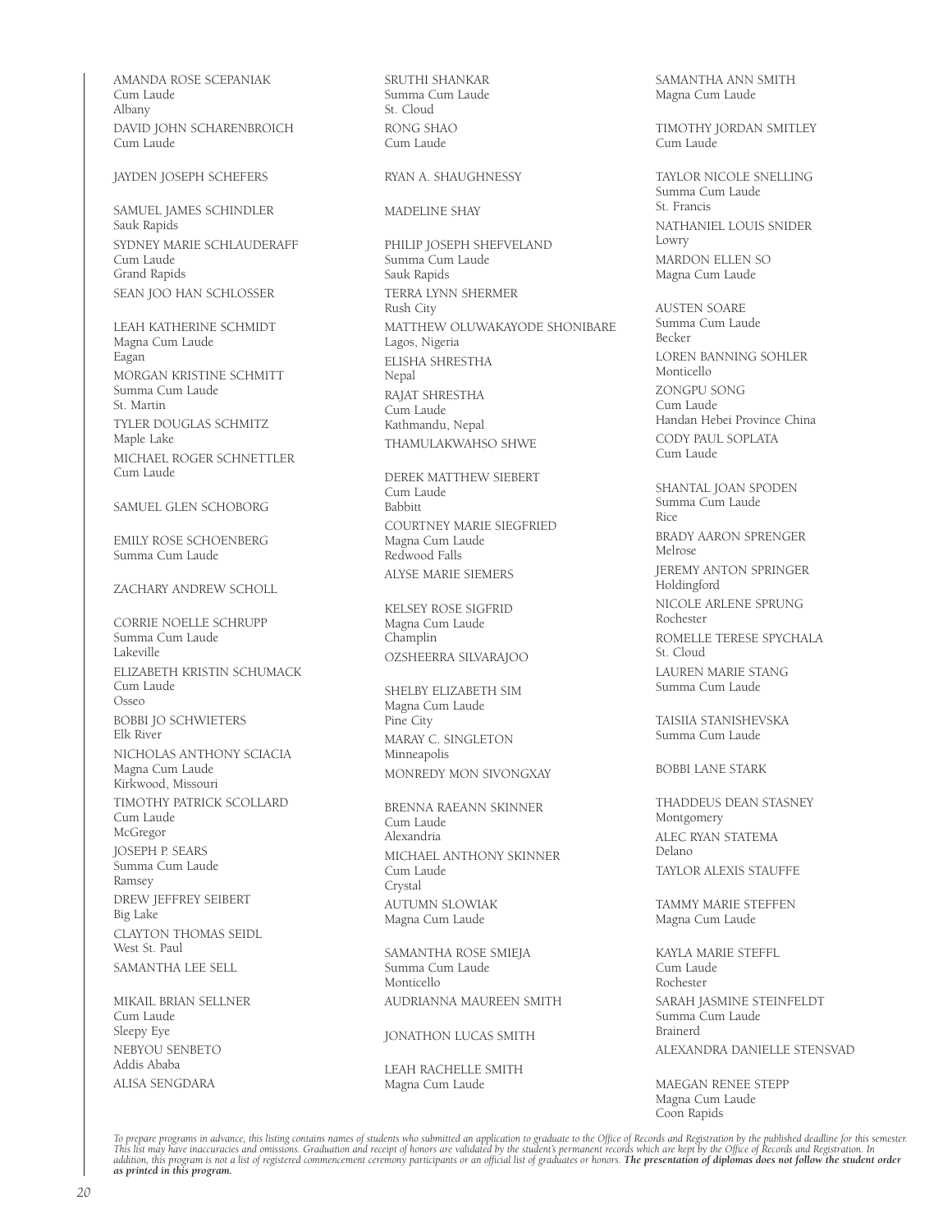AMANDA ROSE SCEPANIAK
Cum Laude
Albany

DAVID JOHN SCHARENBROICH
Cum Laude

JAYDEN JOSEPH SCHEFERS

SAMUEL JAMES SCHINDLER
Sauk Rapids

SYDNEY MARIE SCHLAUDERAFF
Cum Laude
Grand Rapids

SEAN JOO HAN SCHLOSSER

LEAH KATHERINE SCHMIDT
Magna Cum Laude
Eagan

MORGAN KRISTINE SCHMITT
Summa Cum Laude
St. Martin

TYLER DOUGLAS SCHMITZ
Maple Lake

MICHAEL ROGER SCHNETTLER
Cum Laude

SAMUEL GLEN SCHOBORG

EMILY ROSE SCHOENBERG
Summa Cum Laude

ZACHARY ANDREW SCHOLL

CORRIE NOELLE SCHRUPP
Summa Cum Laude
Lakeville

ELIZABETH KRISTIN SCHUMACK
Cum Laude
Osseo

BOBBI JO SCHWIETERS
Elk River

NICHOLAS ANTHONY SCIACIA
Magna Cum Laude
Kirkwood, Missouri

TIMOTHY PATRICK SCOLLARD
Cum Laude
McGregor

JOSEPH P. SEARS
Summa Cum Laude
Ramsey

DREW JEFFREY SEIBERT
Big Lake

CLAYTON THOMAS SEIDL
West St. Paul

SAMANTHA LEE SELL

MIKAIL BRIAN SELLNER
Cum Laude
Sleepy Eye

NEBYOU SENBETO
Addis Ababa

ALISA SENGDARA

SRUTHI SHANKAR
Summa Cum Laude
St. Cloud

RONG SHAO
Cum Laude

RYAN A. SHAUGHNESSY

MADELINE SHAY

PHILIP JOSEPH SHEFVELAND
Summa Cum Laude
Sauk Rapids

TERRA LYNN SHERMER
Rush City

MATTHEW OLUWAKAYODE SHONIBARE
Lagos, Nigeria

ELISHA SHRESTHA
Nepal

RAJAT SHRESTHA
Cum Laude
Kathmandu, Nepal

THAMULAKWAHSO SHWE

DEREK MATTHEW SIEBERT
Cum Laude
Babbitt

COURTNEY MARIE SIEGFRIED
Magna Cum Laude
Redwood Falls

ALYSE MARIE SIEMERS

KELSEY ROSE SIGFRID
Magna Cum Laude
Champlin

OZSHEERRA SILVARAJOO

SHELBY ELIZABETH SIM
Magna Cum Laude
Pine City

MARAY C. SINGLETON
Minneapolis

MONREDY MON SIVONGXAY

BRENNA RAEANN SKINNER
Cum Laude
Alexandria

MICHAEL ANTHONY SKINNER
Cum Laude
Crystal

AUTUMN SLOWIAK
Magna Cum Laude

SAMANTHA ROSE SMIEJA
Summa Cum Laude
Monticello

AUDRIANNA MAUREEN SMITH

JONATHON LUCAS SMITH

LEAH RACHELLE SMITH
Magna Cum Laude

SAMANTHA ANN SMITH
Magna Cum Laude

TIMOTHY JORDAN SMITLEY
Cum Laude

TAYLOR NICOLE SNELLING
Summa Cum Laude
St. Francis

NATHANIEL LOUIS SNIDER
Lowry

MARDON ELLEN SO
Magna Cum Laude

AUSTEN SOARE
Summa Cum Laude
Becker

LOREN BANNING SOHLER
Monticello

ZONGPU SONG
Cum Laude
Handan Hebei Province China

CODY PAUL SOPLATA
Cum Laude

SHANTAL JOAN SPODEN
Summa Cum Laude
Rice

BRADY AARON SPRENGER
Melrose

JEREMY ANTON SPRINGER
Holdingford

NICOLE ARLENE SPRUNG
Rochester

ROMELLE TERESE SPYCHALA
St. Cloud

LAUREN MARIE STANG
Summa Cum Laude

TAISIIA STANISHEVSKA
Summa Cum Laude

BOBBI LANE STARK

THADDEUS DEAN STASNEY
Montgomery

ALEC RYAN STATEMA
Delano

TAYLOR ALEXIS STAUFFE

TAMMY MARIE STEFFEN
Magna Cum Laude

KAYLA MARIE STEFFL
Cum Laude
Rochester

SARAH JASMINE STEINFELDT
Summa Cum Laude
Brainerd

ALEXANDRA DANIELLE STENSVAD

MAEGAN RENEE STEPP
Magna Cum Laude
Coon Rapids

*To prepare programs in advance, this listing contains names of students who submitted an application to graduate to the Office of Records and Registration by the published deadline for this semester. This list may have inaccuracies and omissions. Graduation and receipt of honors are validated by the student's permanent records which are kept by the Office of Records and Registration. In addition, this program is not a list of registered commencement ceremony participants or an official list of graduates or honors.* ***The presentation of diplomas does not follow the student order as printed in this program.***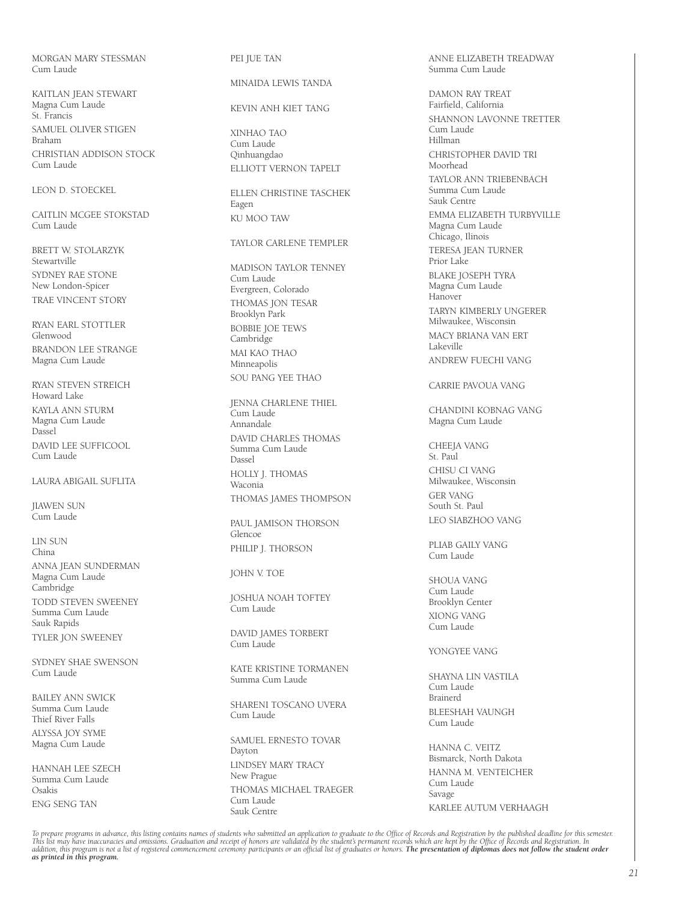MORGAN MARY STESSMAN
Cum Laude

KAITLAN JEAN STEWART
Magna Cum Laude
St. Francis

SAMUEL OLIVER STIGEN
Braham

CHRISTIAN ADDISON STOCK
Cum Laude

LEON D. STOECKEL

CAITLIN MCGEE STOKSTAD
Cum Laude

BRETT W. STOLARZYK
Stewartville

SYDNEY RAE STONE
New London-Spicer

TRAE VINCENT STORY

RYAN EARL STOTTLER
Glenwood

BRANDON LEE STRANGE
Magna Cum Laude

RYAN STEVEN STREICH
Howard Lake

KAYLA ANN STURM
Magna Cum Laude
Dassel

DAVID LEE SUFFICOOL
Cum Laude

LAURA ABIGAIL SUFLITA

JIAWEN SUN
Cum Laude

LIN SUN
China

ANNA JEAN SUNDERMAN
Magna Cum Laude
Cambridge

TODD STEVEN SWEENEY
Summa Cum Laude
Sauk Rapids

TYLER JON SWEENEY

SYDNEY SHAE SWENSON
Cum Laude

BAILEY ANN SWICK
Summa Cum Laude
Thief River Falls

ALYSSA JOY SYME
Magna Cum Laude

HANNAH LEE SZECH
Summa Cum Laude
Osakis

ENG SENG TAN

PEI JUE TAN

MINAIDA LEWIS TANDA

KEVIN ANH KIET TANG

XINHAO TAO
Cum Laude
Qinhuangdao

ELLIOTT VERNON TAPELT

ELLEN CHRISTINE TASCHEK
Eagen

KU MOO TAW

TAYLOR CARLENE TEMPLER

MADISON TAYLOR TENNEY
Cum Laude
Evergreen, Colorado

THOMAS JON TESAR
Brooklyn Park

BOBBIE JOE TEWS
Cambridge

MAI KAO THAO
Minneapolis

SOU PANG YEE THAO

JENNA CHARLENE THIEL
Cum Laude
Annandale

DAVID CHARLES THOMAS
Summa Cum Laude
Dassel

HOLLY J. THOMAS
Waconia

THOMAS JAMES THOMPSON

PAUL JAMISON THORSON
Glencoe

PHILIP J. THORSON

JOHN V. TOE

JOSHUA NOAH TOFTEY
Cum Laude

DAVID JAMES TORBERT
Cum Laude

KATE KRISTINE TORMANEN
Summa Cum Laude

SHARENI TOSCANO UVERA
Cum Laude

SAMUEL ERNESTO TOVAR
Dayton

LINDSEY MARY TRACY
New Prague

THOMAS MICHAEL TRAEGER
Cum Laude
Sauk Centre

ANNE ELIZABETH TREADWAY
Summa Cum Laude

DAMON RAY TREAT
Fairfield, California

SHANNON LAVONNE TRETTER
Cum Laude
Hillman

CHRISTOPHER DAVID TRI
Moorhead

TAYLOR ANN TRIEBENBACH
Summa Cum Laude
Sauk Centre

EMMA ELIZABETH TURBYVILLE
Magna Cum Laude
Chicago, Ilinois

TERESA JEAN TURNER
Prior Lake

BLAKE JOSEPH TYRA
Magna Cum Laude
Hanover

TARYN KIMBERLY UNGERER
Milwaukee, Wisconsin

MACY BRIANA VAN ERT
Lakeville

ANDREW FUECHI VANG

CARRIE PAVOUA VANG

CHANDINI KOBNAG VANG
Magna Cum Laude

CHEEJA VANG
St. Paul

CHISU CI VANG
Milwaukee, Wisconsin

GER VANG
South St. Paul

LEO SIABZHOO VANG

PLIAB GAILY VANG
Cum Laude

SHOUA VANG
Cum Laude
Brooklyn Center

XIONG VANG
Cum Laude

YONGYEE VANG

SHAYNA LIN VASTILA
Cum Laude
Brainerd

BLEESHAH VAUNGH
Cum Laude

HANNA C. VEITZ
Bismarck, North Dakota

HANNA M. VENTEICHER
Cum Laude
Savage

KARLEE AUTUM VERHAAGH

*To prepare programs in advance, this listing contains names of students who submitted an application to graduate to the Office of Records and Registration by the published deadline for this semester. This list may have inaccuracies and omissions. Graduation and receipt of honors are validated by the student's permanent records which are kept by the Office of Records and Registration. In addition, this program is not a list of registered commencement ceremony participants or an official list of graduates or honors.* ***The presentation of diplomas does not follow the student order as printed in this program.***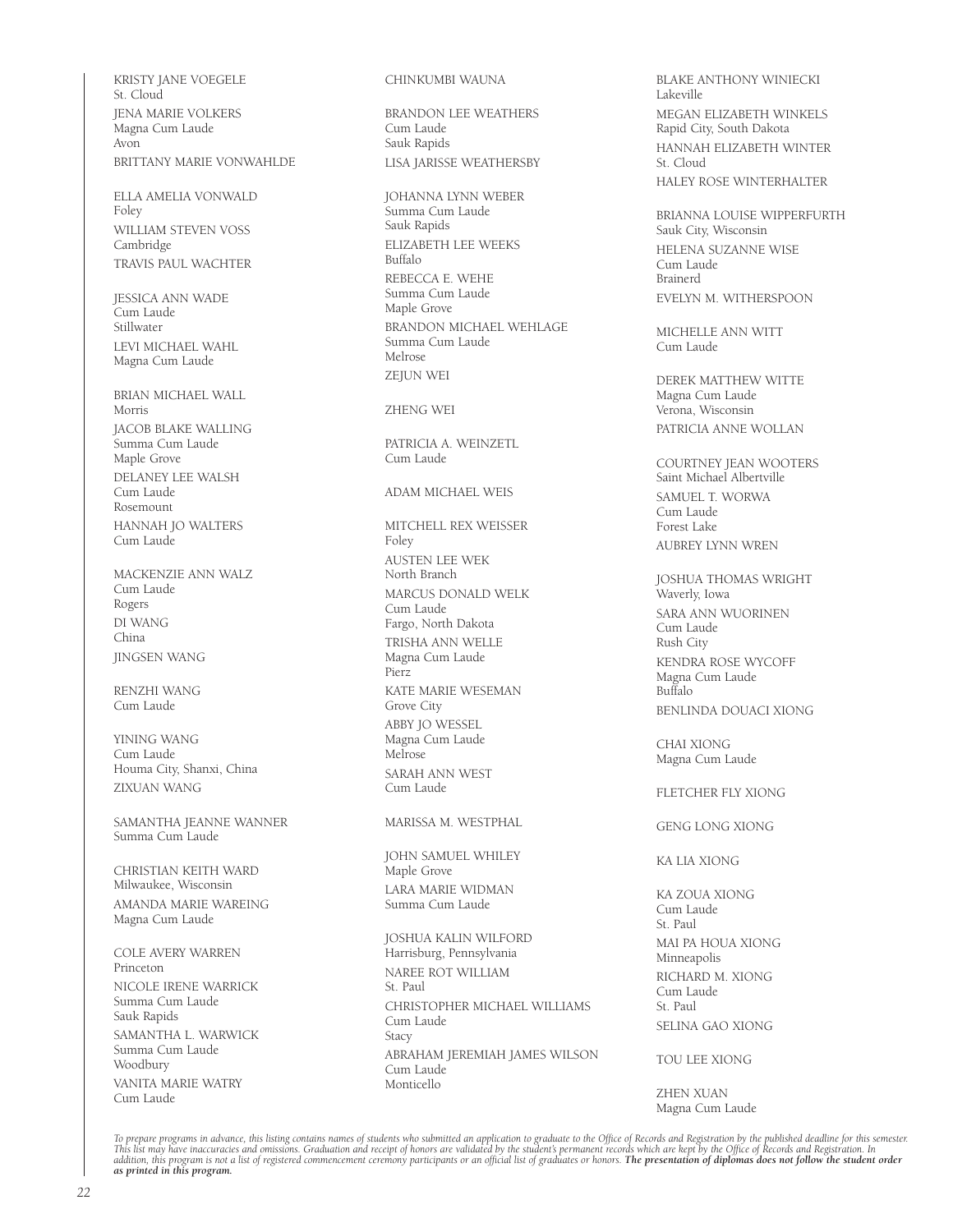KRISTY JANE VOEGELE
St. Cloud

JENA MARIE VOLKERS
Magna Cum Laude
Avon

BRITTANY MARIE VONWAHLDE

ELLA AMELIA VONWALD
Foley

WILLIAM STEVEN VOSS
Cambridge

TRAVIS PAUL WACHTER

JESSICA ANN WADE
Cum Laude
Stillwater

LEVI MICHAEL WAHL
Magna Cum Laude

BRIAN MICHAEL WALL
Morris

JACOB BLAKE WALLING
Summa Cum Laude
Maple Grove

DELANEY LEE WALSH
Cum Laude
Rosemount

HANNAH JO WALTERS
Cum Laude

MACKENZIE ANN WALZ
Cum Laude
Rogers

DI WANG
China

JINGSEN WANG

RENZHI WANG
Cum Laude

YINING WANG
Cum Laude
Houma City, Shanxi, China

ZIXUAN WANG

SAMANTHA JEANNE WANNER
Summa Cum Laude

CHRISTIAN KEITH WARD
Milwaukee, Wisconsin

AMANDA MARIE WAREING
Magna Cum Laude

COLE AVERY WARREN
Princeton

NICOLE IRENE WARRICK
Summa Cum Laude
Sauk Rapids

SAMANTHA L. WARWICK
Summa Cum Laude
Woodbury

VANITA MARIE WATRY
Cum Laude

CHINKUMBI WAUNA

BRANDON LEE WEATHERS
Cum Laude
Sauk Rapids

LISA JARISSE WEATHERSBY

JOHANNA LYNN WEBER
Summa Cum Laude
Sauk Rapids

ELIZABETH LEE WEEKS
Buffalo

REBECCA E. WEHE
Summa Cum Laude
Maple Grove

BRANDON MICHAEL WEHLAGE
Summa Cum Laude
Melrose

ZEJUN WEI

ZHENG WEI

PATRICIA A. WEINZETL
Cum Laude

ADAM MICHAEL WEIS

MITCHELL REX WEISSER
Foley

AUSTEN LEE WEK
North Branch

MARCUS DONALD WELK
Cum Laude
Fargo, North Dakota

TRISHA ANN WELLE
Magna Cum Laude
Pierz

KATE MARIE WESEMAN
Grove City

ABBY JO WESSEL
Magna Cum Laude
Melrose

SARAH ANN WEST
Cum Laude

MARISSA M. WESTPHAL

JOHN SAMUEL WHILEY
Maple Grove

LARA MARIE WIDMAN
Summa Cum Laude

JOSHUA KALIN WILFORD
Harrisburg, Pennsylvania

NAREE ROT WILLIAM
St. Paul

CHRISTOPHER MICHAEL WILLIAMS
Cum Laude
Stacy

ABRAHAM JEREMIAH JAMES WILSON
Cum Laude
Monticello

BLAKE ANTHONY WINIECKI
Lakeville

MEGAN ELIZABETH WINKELS
Rapid City, South Dakota

HANNAH ELIZABETH WINTER
St. Cloud

HALEY ROSE WINTERHALTER

BRIANNA LOUISE WIPPERFURTH
Sauk City, Wisconsin

HELENA SUZANNE WISE
Cum Laude
Brainerd

EVELYN M. WITHERSPOON

MICHELLE ANN WITT
Cum Laude

DEREK MATTHEW WITTE
Magna Cum Laude
Verona, Wisconsin

PATRICIA ANNE WOLLAN

COURTNEY JEAN WOOTERS
Saint Michael Albertville

SAMUEL T. WORWA
Cum Laude
Forest Lake

AUBREY LYNN WREN

JOSHUA THOMAS WRIGHT
Waverly, Iowa

SARA ANN WUORINEN
Cum Laude
Rush City

KENDRA ROSE WYCOFF
Magna Cum Laude
Buffalo

BENLINDA DOUACI XIONG

CHAI XIONG
Magna Cum Laude

FLETCHER FLY XIONG

GENG LONG XIONG

KA LIA XIONG

KA ZOUA XIONG
Cum Laude
St. Paul

MAI PA HOUA XIONG
Minneapolis

RICHARD M. XIONG
Cum Laude
St. Paul

SELINA GAO XIONG

TOU LEE XIONG

ZHEN XUAN
Magna Cum Laude

*To prepare programs in advance, this listing contains names of students who submitted an application to graduate to the Office of Records and Registration by the published deadline for this semester. This list may have inaccuracies and omissions. Graduation and receipt of honors are validated by the student's permanent records which are kept by the Office of Records and Registration. In addition, this program is not a list of registered commencement ceremony participants or an official list of graduates or honors.* ***The presentation of diplomas does not follow the student order as printed in this program.***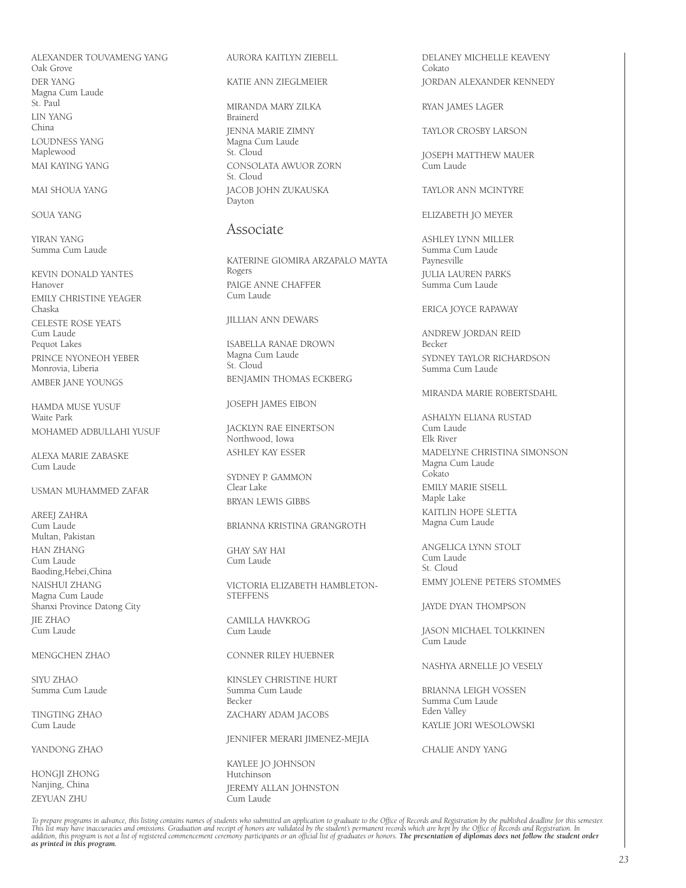ALEXANDER TOUVAMENG YANG
Oak Grove

DER YANG
Magna Cum Laude
St. Paul

LIN YANG
China

LOUDNESS YANG
Maplewood

MAI KAYING YANG

MAI SHOUA YANG

SOUA YANG

YIRAN YANG
Summa Cum Laude

KEVIN DONALD YANTES
Hanover

EMILY CHRISTINE YEAGER
Chaska

CELESTE ROSE YEATS
Cum Laude
Pequot Lakes

PRINCE NYONEOH YEBER
Monrovia, Liberia

AMBER JANE YOUNGS

HAMDA MUSE YUSUF
Waite Park

MOHAMED ADBULLAHI YUSUF

ALEXA MARIE ZABASKE
Cum Laude

USMAN MUHAMMED ZAFAR

AREEJ ZAHRA
Cum Laude
Multan, Pakistan

HAN ZHANG
Cum Laude
Baoding,Hebei,China

NAISHUI ZHANG
Magna Cum Laude
Shanxi Province Datong City

JIE ZHAO
Cum Laude

MENGCHEN ZHAO

SIYU ZHAO
Summa Cum Laude

TINGTING ZHAO
Cum Laude

YANDONG ZHAO

HONGJI ZHONG
Nanjing, China

ZEYUAN ZHU

AURORA KAITLYN ZIEBELL

KATIE ANN ZIEGLMEIER

MIRANDA MARY ZILKA
Brainerd

JENNA MARIE ZIMNY
Magna Cum Laude
St. Cloud

CONSOLATA AWUOR ZORN
St. Cloud

JACOB JOHN ZUKAUSKA
Dayton

## Associate

KATERINE GIOMIRA ARZAPALO MAYTA
Rogers

PAIGE ANNE CHAFFER
Cum Laude

JILLIAN ANN DEWARS

ISABELLA RANAE DROWN
Magna Cum Laude
St. Cloud

BENJAMIN THOMAS ECKBERG

JOSEPH JAMES EIBON

JACKLYN RAE EINERTSON
Northwood, Iowa

ASHLEY KAY ESSER

SYDNEY P. GAMMON
Clear Lake

BRYAN LEWIS GIBBS

BRIANNA KRISTINA GRANGROTH

GHAY SAY HAI
Cum Laude

VICTORIA ELIZABETH HAMBLETON-STEFFENS

CAMILLA HAVKROG
Cum Laude

CONNER RILEY HUEBNER

KINSLEY CHRISTINE HURT
Summa Cum Laude
Becker

ZACHARY ADAM JACOBS

JENNIFER MERARI JIMENEZ-MEJIA

KAYLEE JO JOHNSON
Hutchinson

JEREMY ALLAN JOHNSTON
Cum Laude

DELANEY MICHELLE KEAVENY
Cokato

JORDAN ALEXANDER KENNEDY

RYAN JAMES LAGER

TAYLOR CROSBY LARSON

JOSEPH MATTHEW MAUER
Cum Laude

TAYLOR ANN MCINTYRE

ELIZABETH JO MEYER

ASHLEY LYNN MILLER
Summa Cum Laude
Paynesville

JULIA LAUREN PARKS
Summa Cum Laude

ERICA JOYCE RAPAWAY

ANDREW JORDAN REID
Becker

SYDNEY TAYLOR RICHARDSON
Summa Cum Laude

MIRANDA MARIE ROBERTSDAHL

ASHALYN ELIANA RUSTAD
Cum Laude
Elk River

MADELYNE CHRISTINA SIMONSON
Magna Cum Laude
Cokato

EMILY MARIE SISELL
Maple Lake

KAITLIN HOPE SLETTA
Magna Cum Laude

ANGELICA LYNN STOLT
Cum Laude
St. Cloud

EMMY JOLENE PETERS STOMMES

JAYDE DYAN THOMPSON

JASON MICHAEL TOLKKINEN
Cum Laude

NASHYA ARNELLE JO VESELY

BRIANNA LEIGH VOSSEN
Summa Cum Laude
Eden Valley

KAYLIE JORI WESOLOWSKI

CHALIE ANDY YANG

*To prepare programs in advance, this listing contains names of students who submitted an application to graduate to the Office of Records and Registration by the published deadline for this semester. This list may have inaccuracies and omissions. Graduation and receipt of honors are validated by the student's permanent records which are kept by the Office of Records and Registration. In addition, this program is not a list of registered commencement ceremony participants or an official list of graduates or honors.* ***The presentation of diplomas does not follow the student order as printed in this program.***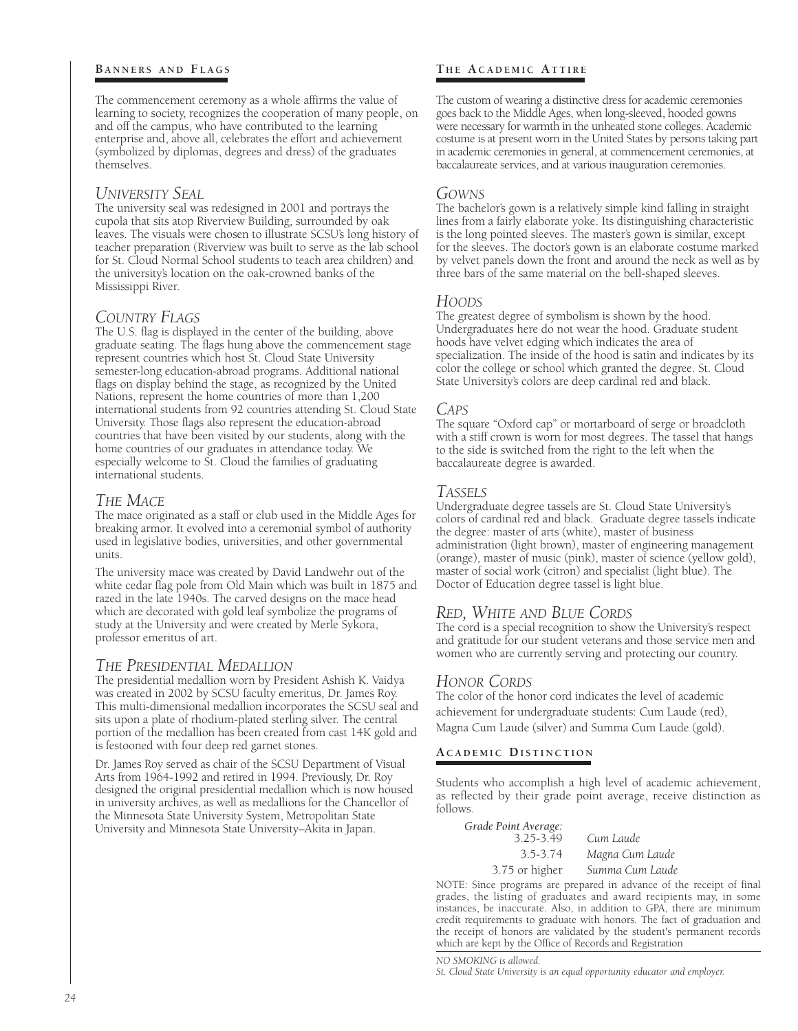## Banners and Flags

The commencement ceremony as a whole affirms the value of learning to society, recognizes the cooperation of many people, on and off the campus, who have contributed to the learning enterprise and, above all, celebrates the effort and achievement (symbolized by diplomas, degrees and dress) of the graduates themselves.

### *University Seal*

The university seal was redesigned in 2001 and portrays the cupola that sits atop Riverview Building, surrounded by oak leaves. The visuals were chosen to illustrate SCSU's long history of teacher preparation (Riverview was built to serve as the lab school for St. Cloud Normal School students to teach area children) and the university's location on the oak-crowned banks of the Mississippi River.

### *Country Flags*

The U.S. flag is displayed in the center of the building, above graduate seating. The flags hung above the commencement stage represent countries which host St. Cloud State University semester-long education-abroad programs. Additional national flags on display behind the stage, as recognized by the United Nations, represent the home countries of more than 1,200 international students from 92 countries attending St. Cloud State University. Those flags also represent the education-abroad countries that have been visited by our students, along with the home countries of our graduates in attendance today. We especially welcome to St. Cloud the families of graduating international students.

### *The Mace*

The mace originated as a staff or club used in the Middle Ages for breaking armor. It evolved into a ceremonial symbol of authority used in legislative bodies, universities, and other governmental units.

The university mace was created by David Landwehr out of the white cedar flag pole from Old Main which was built in 1875 and razed in the late 1940s. The carved designs on the mace head which are decorated with gold leaf symbolize the programs of study at the University and were created by Merle Sykora, professor emeritus of art.

### *The Presidential Medallion*

The presidential medallion worn by President Ashish K. Vaidya was created in 2002 by SCSU faculty emeritus, Dr. James Roy. This multi-dimensional medallion incorporates the SCSU seal and sits upon a plate of rhodium-plated sterling silver. The central portion of the medallion has been created from cast 14K gold and is festooned with four deep red garnet stones.

Dr. James Roy served as chair of the SCSU Department of Visual Arts from 1964-1992 and retired in 1994. Previously, Dr. Roy designed the original presidential medallion which is now housed in university archives, as well as medallions for the Chancellor of the Minnesota State University System, Metropolitan State University and Minnesota State University–Akita in Japan.

## The Academic Attire

The custom of wearing a distinctive dress for academic ceremonies goes back to the Middle Ages, when long-sleeved, hooded gowns were necessary for warmth in the unheated stone colleges. Academic costume is at present worn in the United States by persons taking part in academic ceremonies in general, at commencement ceremonies, at baccalaureate services, and at various inauguration ceremonies.

### *Gowns*

The bachelor's gown is a relatively simple kind falling in straight lines from a fairly elaborate yoke. Its distinguishing characteristic is the long pointed sleeves. The master's gown is similar, except for the sleeves. The doctor's gown is an elaborate costume marked by velvet panels down the front and around the neck as well as by three bars of the same material on the bell-shaped sleeves.

### *Hoods*

The greatest degree of symbolism is shown by the hood. Undergraduates here do not wear the hood. Graduate student hoods have velvet edging which indicates the area of specialization. The inside of the hood is satin and indicates by its color the college or school which granted the degree. St. Cloud State University's colors are deep cardinal red and black.

### *Caps*

The square "Oxford cap" or mortarboard of serge or broadcloth with a stiff crown is worn for most degrees. The tassel that hangs to the side is switched from the right to the left when the baccalaureate degree is awarded.

### *Tassels*

Undergraduate degree tassels are St. Cloud State University's colors of cardinal red and black. Graduate degree tassels indicate the degree: master of arts (white), master of business administration (light brown), master of engineering management (orange), master of music (pink), master of science (yellow gold), master of social work (citron) and specialist (light blue). The Doctor of Education degree tassel is light blue.

### *Red, White and Blue Cords*

The cord is a special recognition to show the University's respect and gratitude for our student veterans and those service men and women who are currently serving and protecting our country.

### *Honor Cords*

The color of the honor cord indicates the level of academic achievement for undergraduate students: Cum Laude (red), Magna Cum Laude (silver) and Summa Cum Laude (gold).

## Academic Distinction

Students who accomplish a high level of academic achievement, as reflected by their grade point average, receive distinction as follows.

| *Grade Point Average:* | |
|---|---|
| 3.25-3.49 | *Cum Laude* |
| 3.5-3.74 | *Magna Cum Laude* |
| 3.75 or higher | *Summa Cum Laude* |

NOTE: Since programs are prepared in advance of the receipt of final grades, the listing of graduates and award recipients may, in some instances, be inaccurate. Also, in addition to GPA, there are minimum credit requirements to graduate with honors. The fact of graduation and the receipt of honors are validated by the student's permanent records which are kept by the Office of Records and Registration

*NO SMOKING is allowed.*

*St. Cloud State University is an equal opportunity educator and employer.*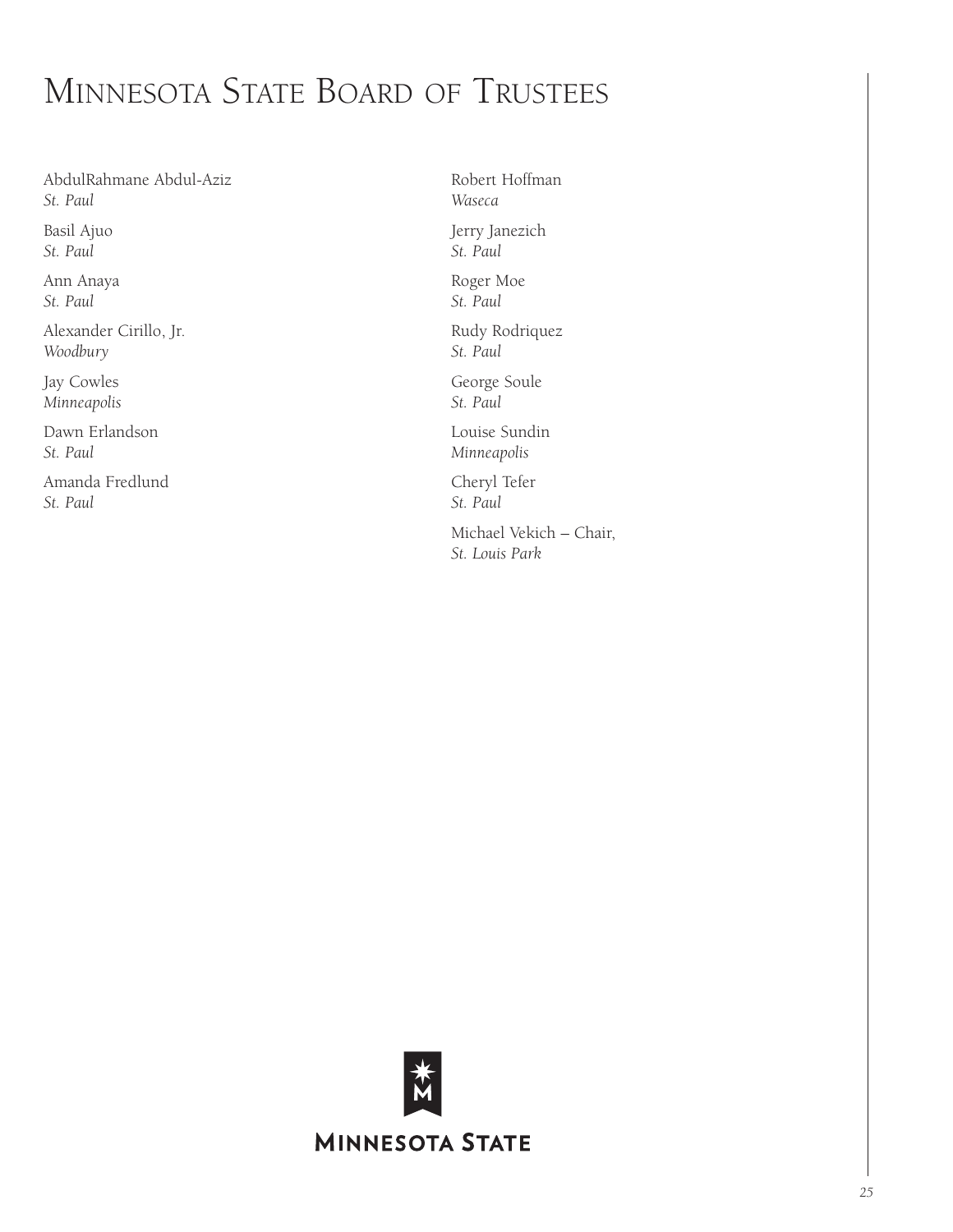# Minnesota State Board of Trustees

AbdulRahmane Abdul-Aziz
*St. Paul*

Basil Ajuo
*St. Paul*

Ann Anaya
*St. Paul*

Alexander Cirillo, Jr.
*Woodbury*

Jay Cowles
*Minneapolis*

Dawn Erlandson
*St. Paul*

Amanda Fredlund
*St. Paul*

Robert Hoffman
*Waseca*

Jerry Janezich
*St. Paul*

Roger Moe
*St. Paul*

Rudy Rodriquez
*St. Paul*

George Soule
*St. Paul*

Louise Sundin
*Minneapolis*

Cheryl Tefer
*St. Paul*

Michael Vekich – Chair,
*St. Louis Park*

MINNESOTA STATE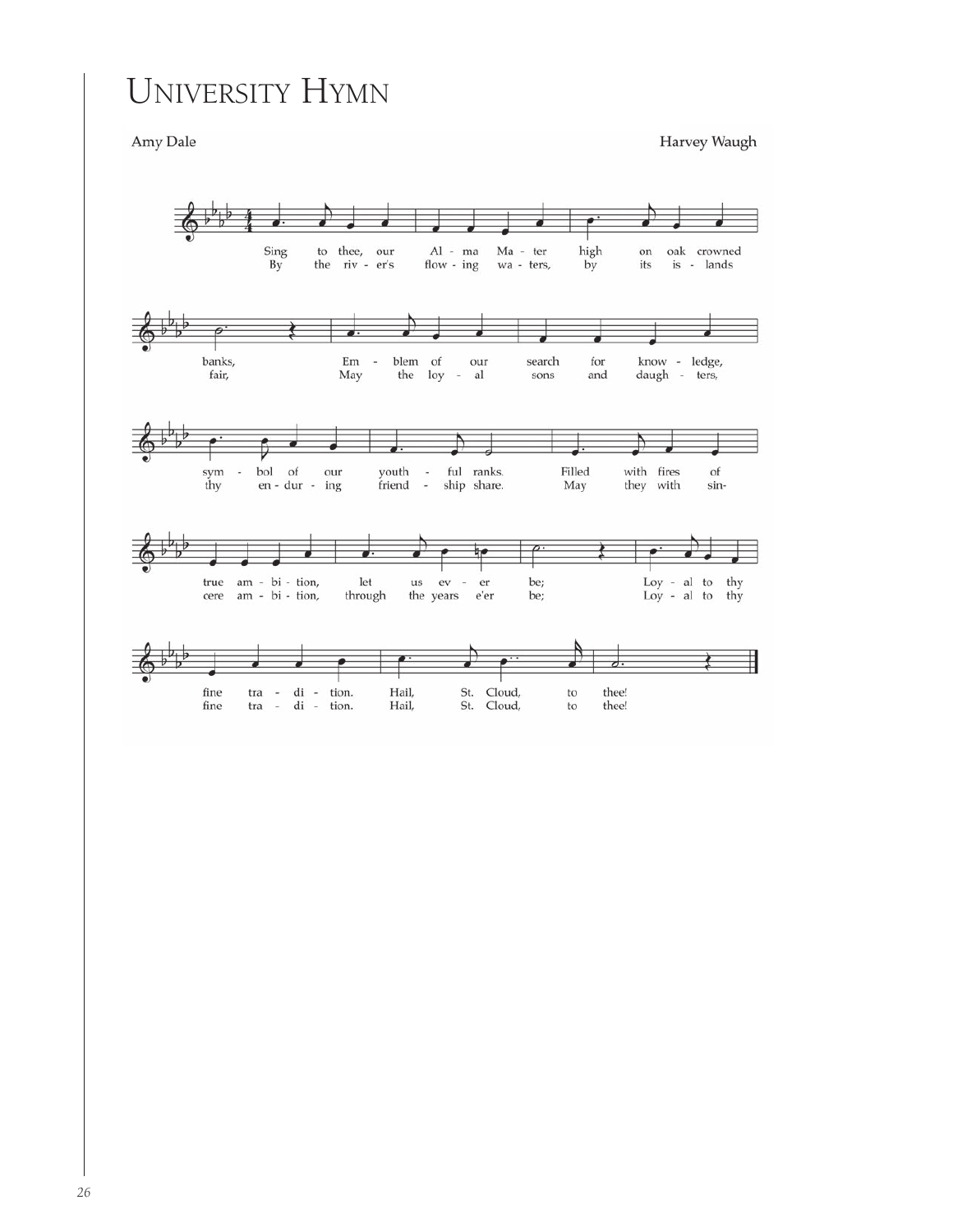# University Hymn

Amy Dale

Harvey Waugh

Sing to thee, our Alma Mater high on oak crowned banks,
Emblem of our search for knowledge, symbol of our youthful ranks.
Filled with fires of true ambition, let us ever be;
Loyal to thy fine tradition. Hail, St. Cloud, to thee!

By the river's flowing waters, by its islands fair,
May the loyal sons and daughters, thy enduring friendship share.
May they with sincere ambition, through the years e'er be;
Loyal to thy fine tradition. Hail, St. Cloud, to thee!